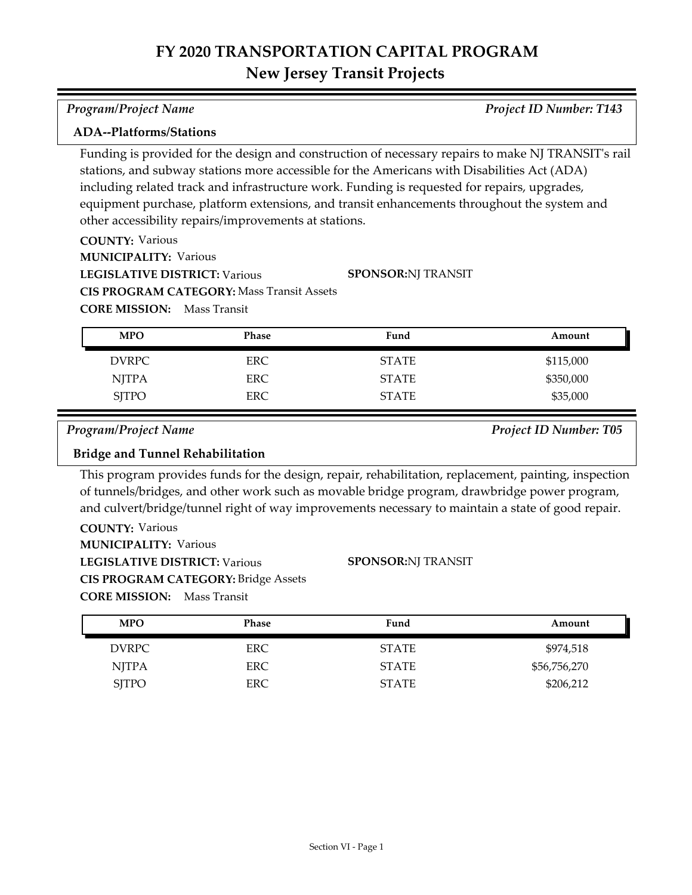# FY 2020 TRANSPORTATION CAPITAL PROGRAM

## New Jersey Transit Projects

*Program/Project Name* — *Project ID Number: T143*

### ADA--Platforms/Stations

Funding is provided for the design and construction of necessary repairs to make NJ TRANSIT's rail stations, and subway stations more accessible for the Americans with Disabilities Act (ADA) including related track and infrastructure work. Funding is requested for repairs, upgrades, equipment purchase, platform extensions, and transit enhancements throughout the system and other accessibility repairs/improvements at stations.

**COUNTY:** Various
**MUNICIPALITY:** Various
**LEGISLATIVE DISTRICT:** Various
**SPONSOR:** NJ TRANSIT
**CIS PROGRAM CATEGORY:** Mass Transit Assets
**CORE MISSION:** Mass Transit

| MPO | Phase | Fund | Amount |
|---|---|---|---|
| DVRPC | ERC | STATE | $115,000 |
| NJTPA | ERC | STATE | $350,000 |
| SJTPO | ERC | STATE | $35,000 |

*Program/Project Name* — *Project ID Number: T05*

### Bridge and Tunnel Rehabilitation

This program provides funds for the design, repair, rehabilitation, replacement, painting, inspection of tunnels/bridges, and other work such as movable bridge program, drawbridge power program, and culvert/bridge/tunnel right of way improvements necessary to maintain a state of good repair.

**COUNTY:** Various
**MUNICIPALITY:** Various
**LEGISLATIVE DISTRICT:** Various
**SPONSOR:** NJ TRANSIT
**CIS PROGRAM CATEGORY:** Bridge Assets
**CORE MISSION:** Mass Transit

| MPO | Phase | Fund | Amount |
|---|---|---|---|
| DVRPC | ERC | STATE | $974,518 |
| NJTPA | ERC | STATE | $56,756,270 |
| SJTPO | ERC | STATE | $206,212 |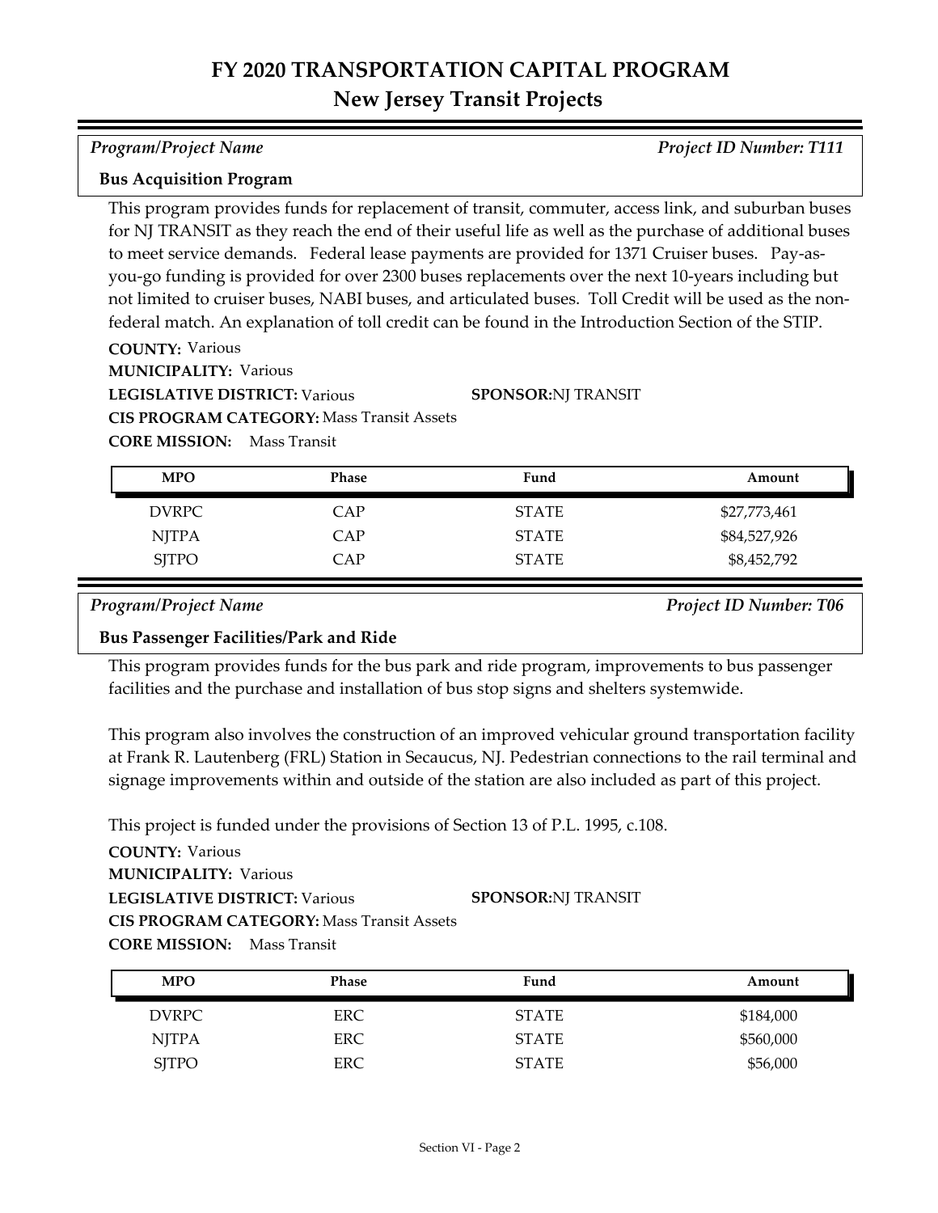# FY 2020 TRANSPORTATION CAPITAL PROGRAM
## New Jersey Transit Projects

*Program/Project Name* — *Project ID Number: T111*

### Bus Acquisition Program

This program provides funds for replacement of transit, commuter, access link, and suburban buses for NJ TRANSIT as they reach the end of their useful life as well as the purchase of additional buses to meet service demands. Federal lease payments are provided for 1371 Cruiser buses. Pay-as-you-go funding is provided for over 2300 buses replacements over the next 10-years including but not limited to cruiser buses, NABI buses, and articulated buses. Toll Credit will be used as the non-federal match. An explanation of toll credit can be found in the Introduction Section of the STIP.

**COUNTY:** Various
**MUNICIPALITY:** Various
**LEGISLATIVE DISTRICT:** Various
**SPONSOR:** NJ TRANSIT
**CIS PROGRAM CATEGORY:** Mass Transit Assets
**CORE MISSION:** Mass Transit

| MPO | Phase | Fund | Amount |
|---|---|---|---|
| DVRPC | CAP | STATE | $27,773,461 |
| NJTPA | CAP | STATE | $84,527,926 |
| SJTPO | CAP | STATE | $8,452,792 |

*Program/Project Name* — *Project ID Number: T06*

### Bus Passenger Facilities/Park and Ride

This program provides funds for the bus park and ride program, improvements to bus passenger facilities and the purchase and installation of bus stop signs and shelters systemwide.

This program also involves the construction of an improved vehicular ground transportation facility at Frank R. Lautenberg (FRL) Station in Secaucus, NJ. Pedestrian connections to the rail terminal and signage improvements within and outside of the station are also included as part of this project.

This project is funded under the provisions of Section 13 of P.L. 1995, c.108.

**COUNTY:** Various
**MUNICIPALITY:** Various
**LEGISLATIVE DISTRICT:** Various
**SPONSOR:** NJ TRANSIT
**CIS PROGRAM CATEGORY:** Mass Transit Assets
**CORE MISSION:** Mass Transit

| MPO | Phase | Fund | Amount |
|---|---|---|---|
| DVRPC | ERC | STATE | $184,000 |
| NJTPA | ERC | STATE | $560,000 |
| SJTPO | ERC | STATE | $56,000 |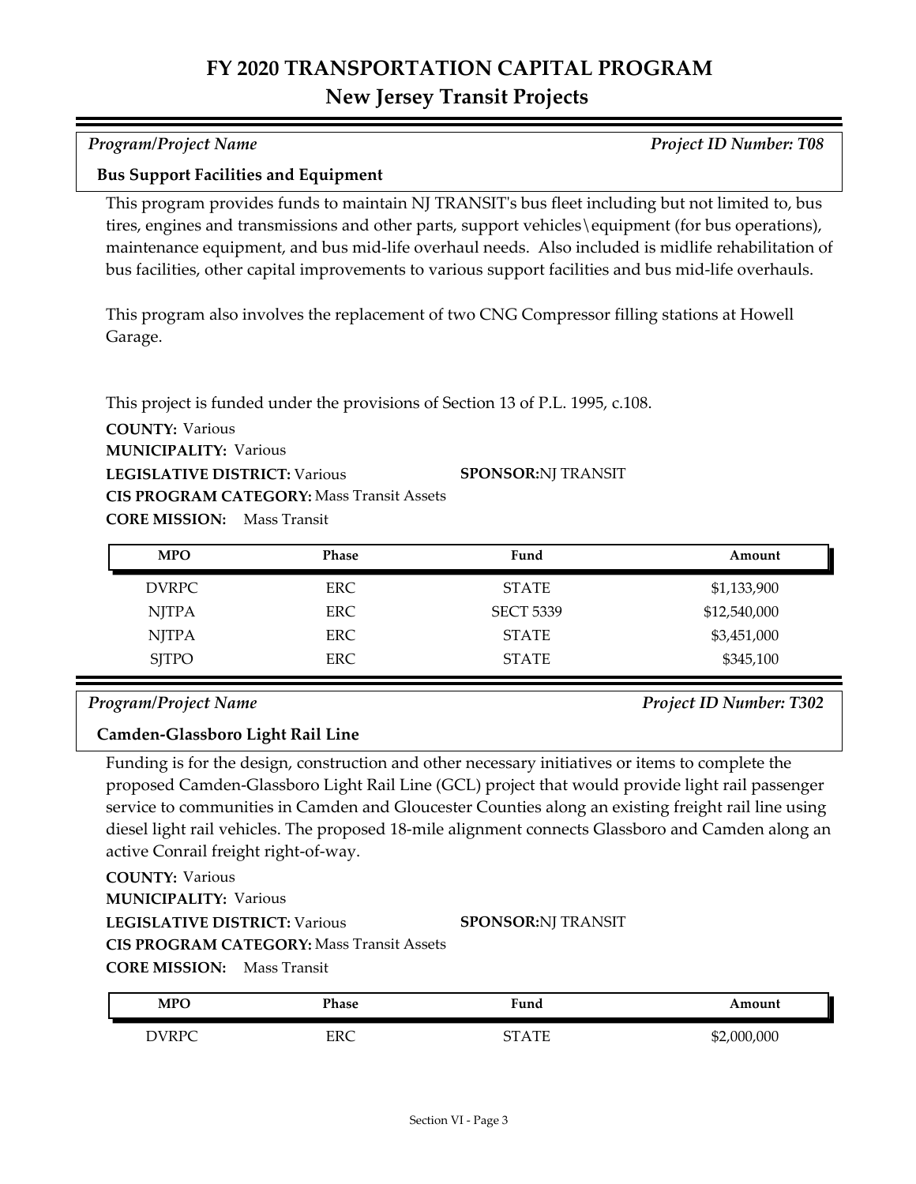# FY 2020 TRANSPORTATION CAPITAL PROGRAM
## New Jersey Transit Projects

*Program/Project Name* *Project ID Number: T08*

**Bus Support Facilities and Equipment**

This program provides funds to maintain NJ TRANSIT's bus fleet including but not limited to, bus tires, engines and transmissions and other parts, support vehicles\equipment (for bus operations), maintenance equipment, and bus mid-life overhaul needs. Also included is midlife rehabilitation of bus facilities, other capital improvements to various support facilities and bus mid-life overhauls.

This program also involves the replacement of two CNG Compressor filling stations at Howell Garage.

This project is funded under the provisions of Section 13 of P.L. 1995, c.108.

**COUNTY:** Various
**MUNICIPALITY:** Various
**LEGISLATIVE DISTRICT:** Various
**SPONSOR:** NJ TRANSIT
**CIS PROGRAM CATEGORY:** Mass Transit Assets
**CORE MISSION:** Mass Transit

| MPO | Phase | Fund | Amount |
|---|---|---|---|
| DVRPC | ERC | STATE | $1,133,900 |
| NJTPA | ERC | SECT 5339 | $12,540,000 |
| NJTPA | ERC | STATE | $3,451,000 |
| SJTPO | ERC | STATE | $345,100 |

*Program/Project Name* *Project ID Number: T302*

**Camden-Glassboro Light Rail Line**

Funding is for the design, construction and other necessary initiatives or items to complete the proposed Camden-Glassboro Light Rail Line (GCL) project that would provide light rail passenger service to communities in Camden and Gloucester Counties along an existing freight rail line using diesel light rail vehicles. The proposed 18-mile alignment connects Glassboro and Camden along an active Conrail freight right-of-way.

**COUNTY:** Various
**MUNICIPALITY:** Various
**LEGISLATIVE DISTRICT:** Various
**SPONSOR:** NJ TRANSIT
**CIS PROGRAM CATEGORY:** Mass Transit Assets
**CORE MISSION:** Mass Transit

| MPO | Phase | Fund | Amount |
|---|---|---|---|
| DVRPC | ERC | STATE | $2,000,000 |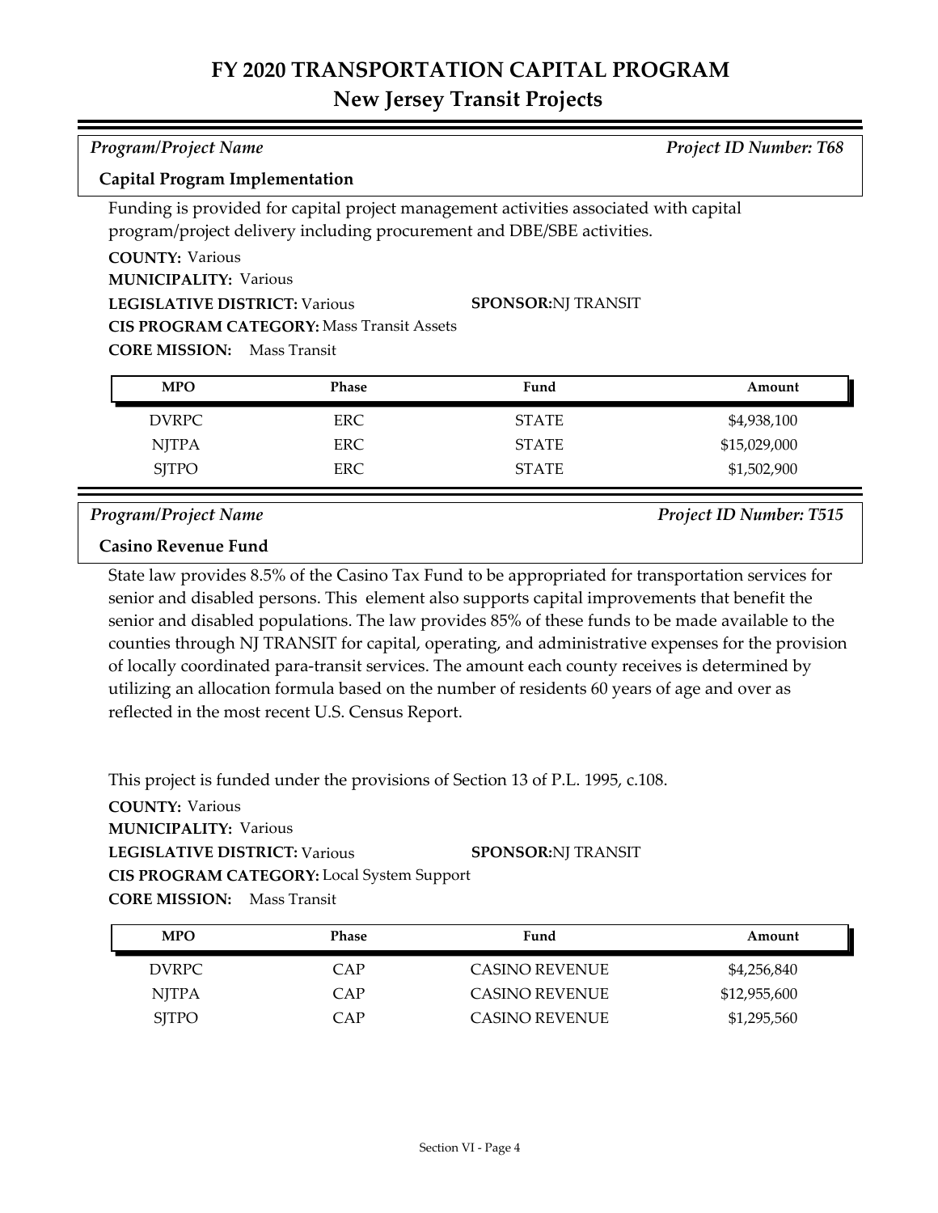# FY 2020 TRANSPORTATION CAPITAL PROGRAM
## New Jersey Transit Projects

*Program/Project Name* | *Project ID Number: T68*

**Capital Program Implementation**

Funding is provided for capital project management activities associated with capital program/project delivery including procurement and DBE/SBE activities.

**COUNTY:** Various
**MUNICIPALITY:** Various
**LEGISLATIVE DISTRICT:** Various
**SPONSOR:** NJ TRANSIT
**CIS PROGRAM CATEGORY:** Mass Transit Assets
**CORE MISSION:** Mass Transit

| MPO | Phase | Fund | Amount |
|---|---|---|---|
| DVRPC | ERC | STATE | $4,938,100 |
| NJTPA | ERC | STATE | $15,029,000 |
| SJTPO | ERC | STATE | $1,502,900 |

*Program/Project Name* | *Project ID Number: T515*

**Casino Revenue Fund**

State law provides 8.5% of the Casino Tax Fund to be appropriated for transportation services for senior and disabled persons. This element also supports capital improvements that benefit the senior and disabled populations. The law provides 85% of these funds to be made available to the counties through NJ TRANSIT for capital, operating, and administrative expenses for the provision of locally coordinated para-transit services. The amount each county receives is determined by utilizing an allocation formula based on the number of residents 60 years of age and over as reflected in the most recent U.S. Census Report.

This project is funded under the provisions of Section 13 of P.L. 1995, c.108.

**COUNTY:** Various
**MUNICIPALITY:** Various
**LEGISLATIVE DISTRICT:** Various
**SPONSOR:** NJ TRANSIT
**CIS PROGRAM CATEGORY:** Local System Support
**CORE MISSION:** Mass Transit

| MPO | Phase | Fund | Amount |
|---|---|---|---|
| DVRPC | CAP | CASINO REVENUE | $4,256,840 |
| NJTPA | CAP | CASINO REVENUE | $12,955,600 |
| SJTPO | CAP | CASINO REVENUE | $1,295,560 |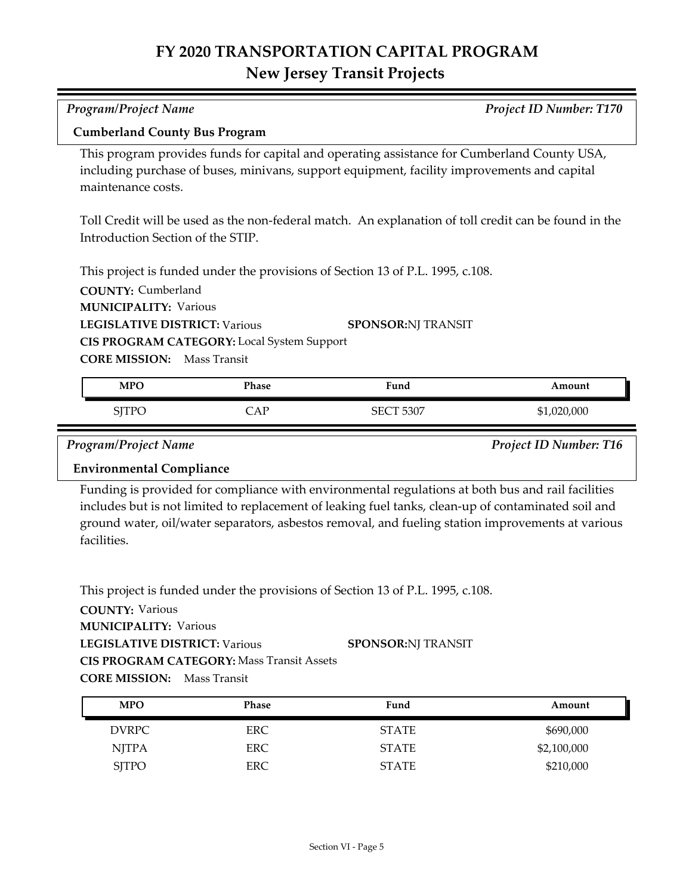# FY 2020 TRANSPORTATION CAPITAL PROGRAM
## New Jersey Transit Projects

*Program/Project Name* | *Project ID Number: T170*

### Cumberland County Bus Program

This program provides funds for capital and operating assistance for Cumberland County USA, including purchase of buses, minivans, support equipment, facility improvements and capital maintenance costs.

Toll Credit will be used as the non-federal match. An explanation of toll credit can be found in the Introduction Section of the STIP.

This project is funded under the provisions of Section 13 of P.L. 1995, c.108.

**COUNTY:** Cumberland
**MUNICIPALITY:** Various
**LEGISLATIVE DISTRICT:** Various
**SPONSOR:** NJ TRANSIT
**CIS PROGRAM CATEGORY:** Local System Support
**CORE MISSION:** Mass Transit

| MPO | Phase | Fund | Amount |
|---|---|---|---|
| SJTPO | CAP | SECT 5307 | $1,020,000 |

*Program/Project Name* | *Project ID Number: T16*

### Environmental Compliance

Funding is provided for compliance with environmental regulations at both bus and rail facilities includes but is not limited to replacement of leaking fuel tanks, clean-up of contaminated soil and ground water, oil/water separators, asbestos removal, and fueling station improvements at various facilities.

This project is funded under the provisions of Section 13 of P.L. 1995, c.108.

**COUNTY:** Various
**MUNICIPALITY:** Various
**LEGISLATIVE DISTRICT:** Various
**SPONSOR:** NJ TRANSIT
**CIS PROGRAM CATEGORY:** Mass Transit Assets
**CORE MISSION:** Mass Transit

| MPO | Phase | Fund | Amount |
|---|---|---|---|
| DVRPC | ERC | STATE | $690,000 |
| NJTPA | ERC | STATE | $2,100,000 |
| SJTPO | ERC | STATE | $210,000 |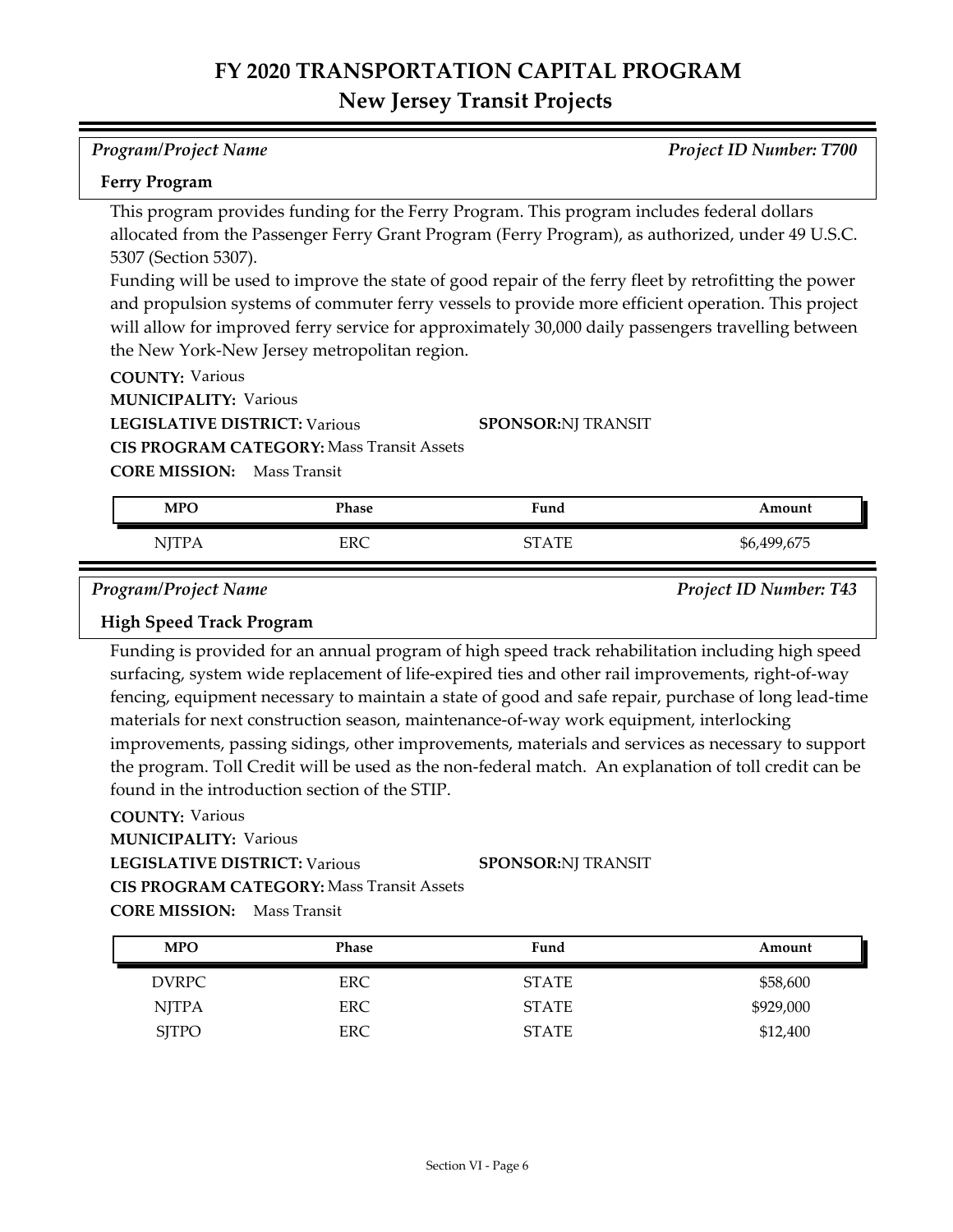# FY 2020 TRANSPORTATION CAPITAL PROGRAM
## New Jersey Transit Projects

*Program/Project Name* — *Project ID Number: T700*

**Ferry Program**

This program provides funding for the Ferry Program. This program includes federal dollars allocated from the Passenger Ferry Grant Program (Ferry Program), as authorized, under 49 U.S.C. 5307 (Section 5307).

Funding will be used to improve the state of good repair of the ferry fleet by retrofitting the power and propulsion systems of commuter ferry vessels to provide more efficient operation. This project will allow for improved ferry service for approximately 30,000 daily passengers travelling between the New York-New Jersey metropolitan region.

**COUNTY:** Various
**MUNICIPALITY:** Various
**LEGISLATIVE DISTRICT:** Various
**SPONSOR:** NJ TRANSIT
**CIS PROGRAM CATEGORY:** Mass Transit Assets
**CORE MISSION:** Mass Transit

| MPO | Phase | Fund | Amount |
|---|---|---|---|
| NJTPA | ERC | STATE | $6,499,675 |

*Program/Project Name* — *Project ID Number: T43*

**High Speed Track Program**

Funding is provided for an annual program of high speed track rehabilitation including high speed surfacing, system wide replacement of life-expired ties and other rail improvements, right-of-way fencing, equipment necessary to maintain a state of good and safe repair, purchase of long lead-time materials for next construction season, maintenance-of-way work equipment, interlocking improvements, passing sidings, other improvements, materials and services as necessary to support the program. Toll Credit will be used as the non-federal match. An explanation of toll credit can be found in the introduction section of the STIP.

**COUNTY:** Various
**MUNICIPALITY:** Various
**LEGISLATIVE DISTRICT:** Various
**SPONSOR:** NJ TRANSIT
**CIS PROGRAM CATEGORY:** Mass Transit Assets
**CORE MISSION:** Mass Transit

| MPO | Phase | Fund | Amount |
|---|---|---|---|
| DVRPC | ERC | STATE | $58,600 |
| NJTPA | ERC | STATE | $929,000 |
| SJTPO | ERC | STATE | $12,400 |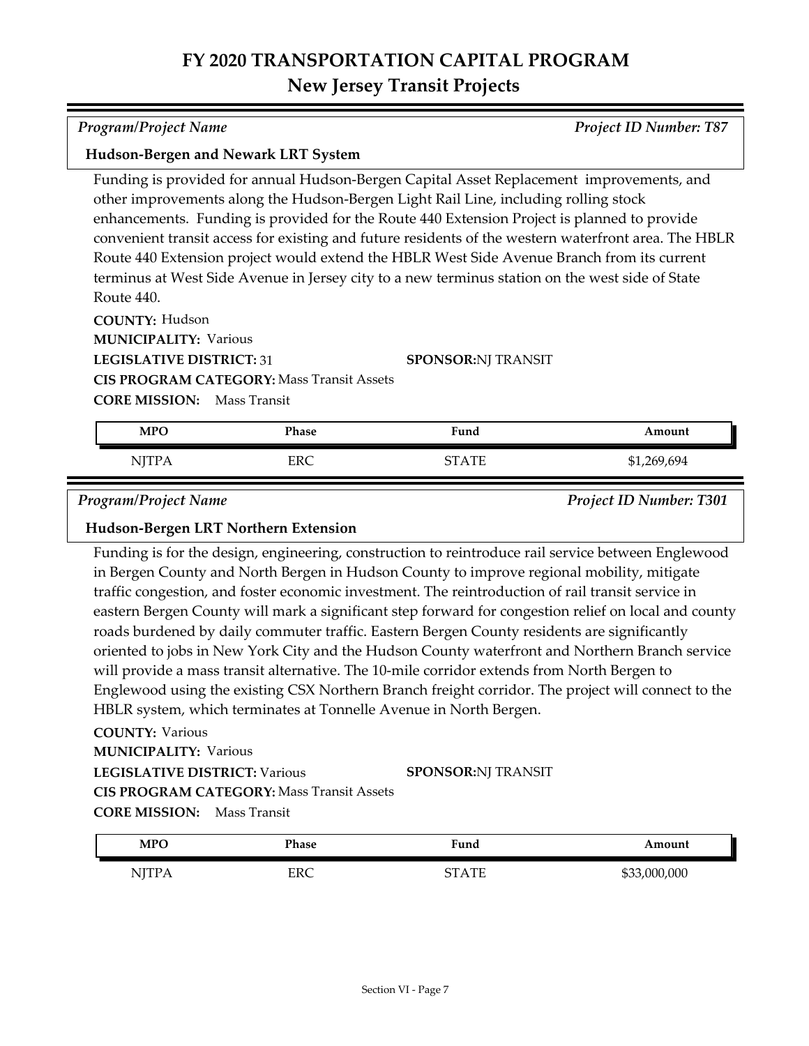# FY 2020 TRANSPORTATION CAPITAL PROGRAM

## New Jersey Transit Projects

*Program/Project Name* *Project ID Number: T87*

**Hudson-Bergen and Newark LRT System**

Funding is provided for annual Hudson-Bergen Capital Asset Replacement improvements, and other improvements along the Hudson-Bergen Light Rail Line, including rolling stock enhancements. Funding is provided for the Route 440 Extension Project is planned to provide convenient transit access for existing and future residents of the western waterfront area. The HBLR Route 440 Extension project would extend the HBLR West Side Avenue Branch from its current terminus at West Side Avenue in Jersey city to a new terminus station on the west side of State Route 440.

**COUNTY:** Hudson
**MUNICIPALITY:** Various
**LEGISLATIVE DISTRICT:** 31
**SPONSOR:** NJ TRANSIT
**CIS PROGRAM CATEGORY:** Mass Transit Assets
**CORE MISSION:** Mass Transit

| MPO | Phase | Fund | Amount |
|---|---|---|---|
| NJTPA | ERC | STATE | $1,269,694 |

*Program/Project Name* *Project ID Number: T301*

**Hudson-Bergen LRT Northern Extension**

Funding is for the design, engineering, construction to reintroduce rail service between Englewood in Bergen County and North Bergen in Hudson County to improve regional mobility, mitigate traffic congestion, and foster economic investment. The reintroduction of rail transit service in eastern Bergen County will mark a significant step forward for congestion relief on local and county roads burdened by daily commuter traffic. Eastern Bergen County residents are significantly oriented to jobs in New York City and the Hudson County waterfront and Northern Branch service will provide a mass transit alternative. The 10-mile corridor extends from North Bergen to Englewood using the existing CSX Northern Branch freight corridor. The project will connect to the HBLR system, which terminates at Tonnelle Avenue in North Bergen.

**COUNTY:** Various
**MUNICIPALITY:** Various
**LEGISLATIVE DISTRICT:** Various
**SPONSOR:** NJ TRANSIT
**CIS PROGRAM CATEGORY:** Mass Transit Assets
**CORE MISSION:** Mass Transit

| MPO | Phase | Fund | Amount |
|---|---|---|---|
| NJTPA | ERC | STATE | $33,000,000 |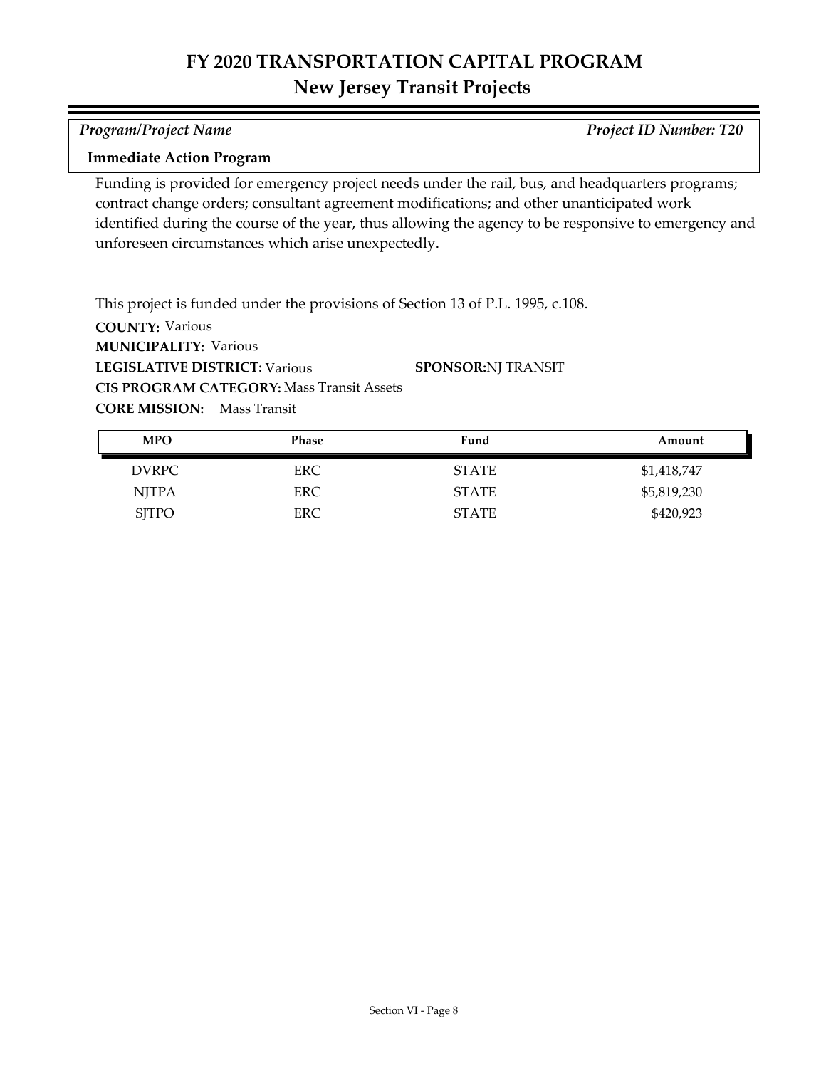# FY 2020 TRANSPORTATION CAPITAL PROGRAM
## New Jersey Transit Projects

*Program/Project Name* *Project ID Number: T20*

**Immediate Action Program**

Funding is provided for emergency project needs under the rail, bus, and headquarters programs; contract change orders; consultant agreement modifications; and other unanticipated work identified during the course of the year, thus allowing the agency to be responsive to emergency and unforeseen circumstances which arise unexpectedly.

This project is funded under the provisions of Section 13 of P.L. 1995, c.108.

**COUNTY:** Various

**MUNICIPALITY:** Various

**LEGISLATIVE DISTRICT:** Various

**SPONSOR:** NJ TRANSIT

**CIS PROGRAM CATEGORY:** Mass Transit Assets

**CORE MISSION:** Mass Transit

| MPO | Phase | Fund | Amount |
|---|---|---|---|
| DVRPC | ERC | STATE | $1,418,747 |
| NJTPA | ERC | STATE | $5,819,230 |
| SJTPO | ERC | STATE | $420,923 |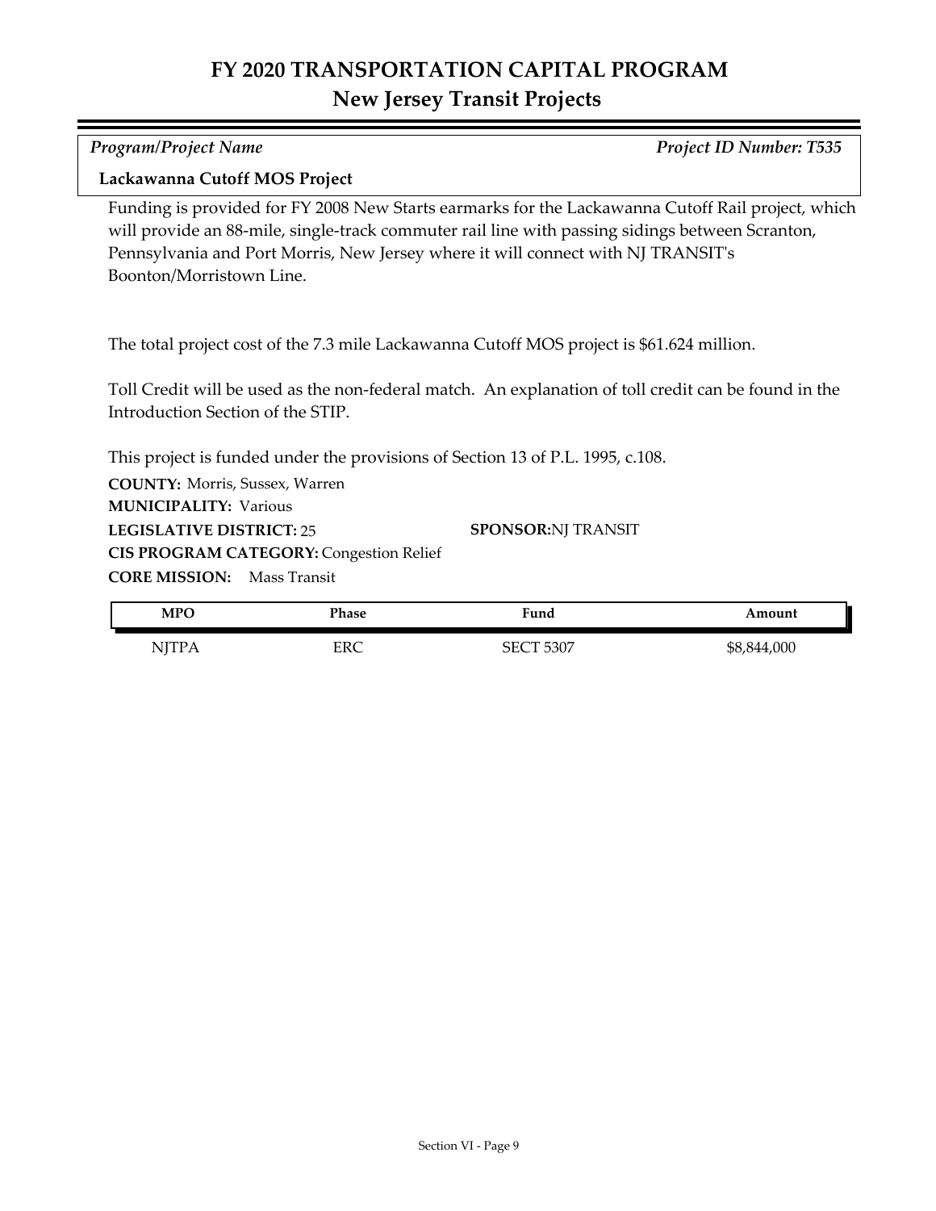# FY 2020 TRANSPORTATION CAPITAL PROGRAM
## New Jersey Transit Projects

*Program/Project Name* *Project ID Number: T535*

**Lackawanna Cutoff MOS Project**

Funding is provided for FY 2008 New Starts earmarks for the Lackawanna Cutoff Rail project, which will provide an 88-mile, single-track commuter rail line with passing sidings between Scranton, Pennsylvania and Port Morris, New Jersey where it will connect with NJ TRANSIT's Boonton/Morristown Line.

The total project cost of the 7.3 mile Lackawanna Cutoff MOS project is $61.624 million.

Toll Credit will be used as the non-federal match. An explanation of toll credit can be found in the Introduction Section of the STIP.

This project is funded under the provisions of Section 13 of P.L. 1995, c.108.

**COUNTY:** Morris, Sussex, Warren
**MUNICIPALITY:** Various
**LEGISLATIVE DISTRICT:** 25
**SPONSOR:** NJ TRANSIT
**CIS PROGRAM CATEGORY:** Congestion Relief
**CORE MISSION:** Mass Transit

| MPO | Phase | Fund | Amount |
|---|---|---|---|
| NJTPA | ERC | SECT 5307 | $8,844,000 |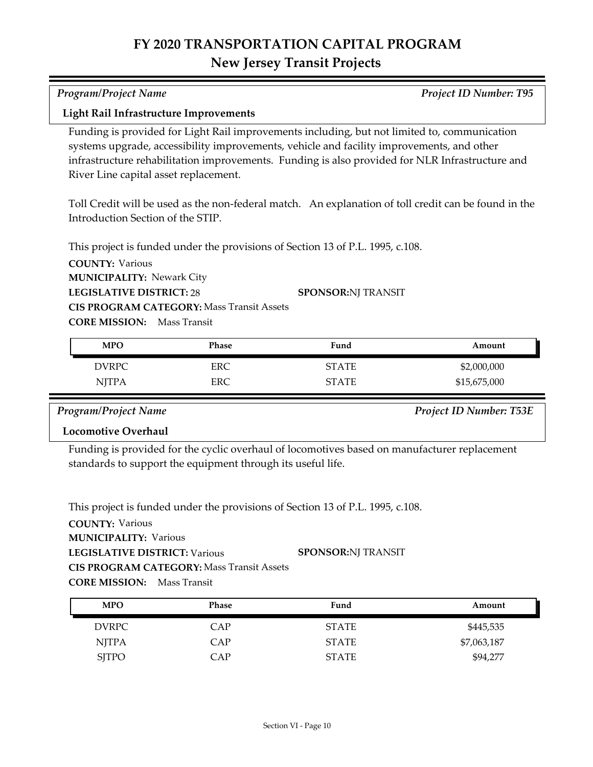# FY 2020 TRANSPORTATION CAPITAL PROGRAM

## New Jersey Transit Projects

*Program/Project Name* *Project ID Number: T95*

**Light Rail Infrastructure Improvements**

Funding is provided for Light Rail improvements including, but not limited to, communication systems upgrade, accessibility improvements, vehicle and facility improvements, and other infrastructure rehabilitation improvements. Funding is also provided for NLR Infrastructure and River Line capital asset replacement.

Toll Credit will be used as the non-federal match. An explanation of toll credit can be found in the Introduction Section of the STIP.

This project is funded under the provisions of Section 13 of P.L. 1995, c.108.

**COUNTY:** Various
**MUNICIPALITY:** Newark City
**LEGISLATIVE DISTRICT:** 28
**SPONSOR:** NJ TRANSIT
**CIS PROGRAM CATEGORY:** Mass Transit Assets
**CORE MISSION:** Mass Transit

| MPO | Phase | Fund | Amount |
|---|---|---|---|
| DVRPC | ERC | STATE | $2,000,000 |
| NJTPA | ERC | STATE | $15,675,000 |

*Program/Project Name* *Project ID Number: T53E*

**Locomotive Overhaul**

Funding is provided for the cyclic overhaul of locomotives based on manufacturer replacement standards to support the equipment through its useful life.

This project is funded under the provisions of Section 13 of P.L. 1995, c.108.

**COUNTY:** Various
**MUNICIPALITY:** Various
**LEGISLATIVE DISTRICT:** Various
**SPONSOR:** NJ TRANSIT
**CIS PROGRAM CATEGORY:** Mass Transit Assets
**CORE MISSION:** Mass Transit

| MPO | Phase | Fund | Amount |
|---|---|---|---|
| DVRPC | CAP | STATE | $445,535 |
| NJTPA | CAP | STATE | $7,063,187 |
| SJTPO | CAP | STATE | $94,277 |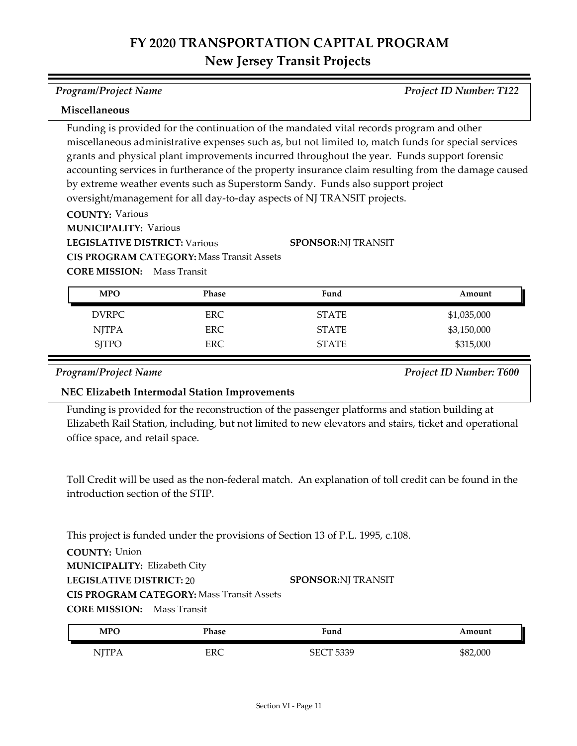# FY 2020 TRANSPORTATION CAPITAL PROGRAM
## New Jersey Transit Projects

*Program/Project Name* *Project ID Number: T122*

**Miscellaneous**

Funding is provided for the continuation of the mandated vital records program and other miscellaneous administrative expenses such as, but not limited to, match funds for special services grants and physical plant improvements incurred throughout the year. Funds support forensic accounting services in furtherance of the property insurance claim resulting from the damage caused by extreme weather events such as Superstorm Sandy. Funds also support project oversight/management for all day-to-day aspects of NJ TRANSIT projects.

**COUNTY:** Various
**MUNICIPALITY:** Various
**LEGISLATIVE DISTRICT:** Various
**SPONSOR:** NJ TRANSIT
**CIS PROGRAM CATEGORY:** Mass Transit Assets
**CORE MISSION:** Mass Transit

| MPO | Phase | Fund | Amount |
|---|---|---|---|
| DVRPC | ERC | STATE | $1,035,000 |
| NJTPA | ERC | STATE | $3,150,000 |
| SJTPO | ERC | STATE | $315,000 |

*Program/Project Name* *Project ID Number: T600*

**NEC Elizabeth Intermodal Station Improvements**

Funding is provided for the reconstruction of the passenger platforms and station building at Elizabeth Rail Station, including, but not limited to new elevators and stairs, ticket and operational office space, and retail space.

Toll Credit will be used as the non-federal match. An explanation of toll credit can be found in the introduction section of the STIP.

This project is funded under the provisions of Section 13 of P.L. 1995, c.108.

**COUNTY:** Union
**MUNICIPALITY:** Elizabeth City
**LEGISLATIVE DISTRICT:** 20
**SPONSOR:** NJ TRANSIT
**CIS PROGRAM CATEGORY:** Mass Transit Assets
**CORE MISSION:** Mass Transit

| MPO | Phase | Fund | Amount |
|---|---|---|---|
| NJTPA | ERC | SECT 5339 | $82,000 |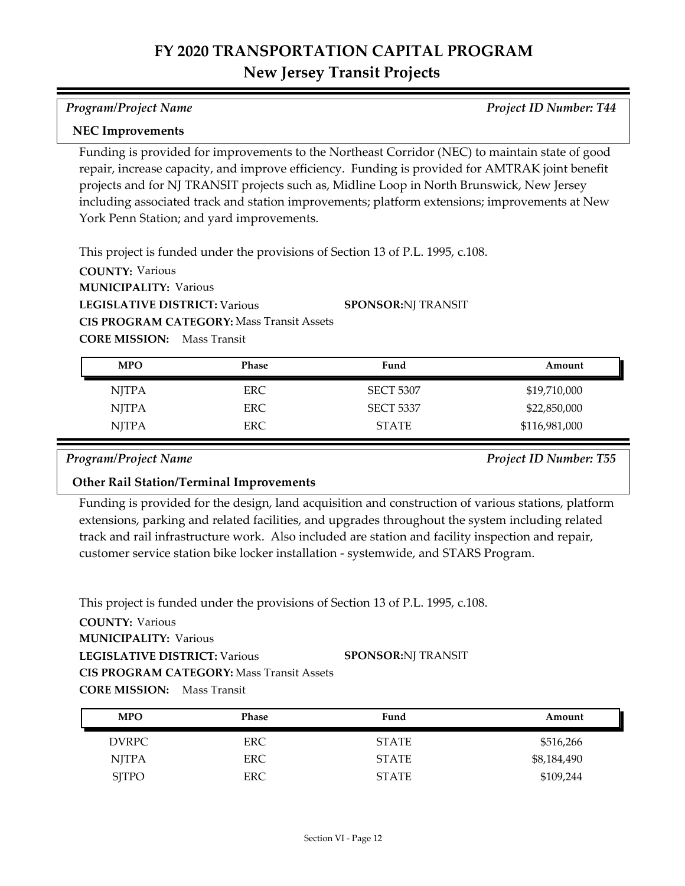# FY 2020 TRANSPORTATION CAPITAL PROGRAM
## New Jersey Transit Projects

*Program/Project Name* *Project ID Number: T44*

**NEC Improvements**

Funding is provided for improvements to the Northeast Corridor (NEC) to maintain state of good repair, increase capacity, and improve efficiency. Funding is provided for AMTRAK joint benefit projects and for NJ TRANSIT projects such as, Midline Loop in North Brunswick, New Jersey including associated track and station improvements; platform extensions; improvements at New York Penn Station; and yard improvements.

This project is funded under the provisions of Section 13 of P.L. 1995, c.108.

**COUNTY:** Various
**MUNICIPALITY:** Various
**LEGISLATIVE DISTRICT:** Various
**SPONSOR:** NJ TRANSIT
**CIS PROGRAM CATEGORY:** Mass Transit Assets
**CORE MISSION:** Mass Transit

| MPO | Phase | Fund | Amount |
|---|---|---|---|
| NJTPA | ERC | SECT 5307 | $19,710,000 |
| NJTPA | ERC | SECT 5337 | $22,850,000 |
| NJTPA | ERC | STATE | $116,981,000 |

*Program/Project Name* *Project ID Number: T55*

**Other Rail Station/Terminal Improvements**

Funding is provided for the design, land acquisition and construction of various stations, platform extensions, parking and related facilities, and upgrades throughout the system including related track and rail infrastructure work. Also included are station and facility inspection and repair, customer service station bike locker installation - systemwide, and STARS Program.

This project is funded under the provisions of Section 13 of P.L. 1995, c.108.

**COUNTY:** Various
**MUNICIPALITY:** Various
**LEGISLATIVE DISTRICT:** Various
**SPONSOR:** NJ TRANSIT
**CIS PROGRAM CATEGORY:** Mass Transit Assets
**CORE MISSION:** Mass Transit

| MPO | Phase | Fund | Amount |
|---|---|---|---|
| DVRPC | ERC | STATE | $516,266 |
| NJTPA | ERC | STATE | $8,184,490 |
| SJTPO | ERC | STATE | $109,244 |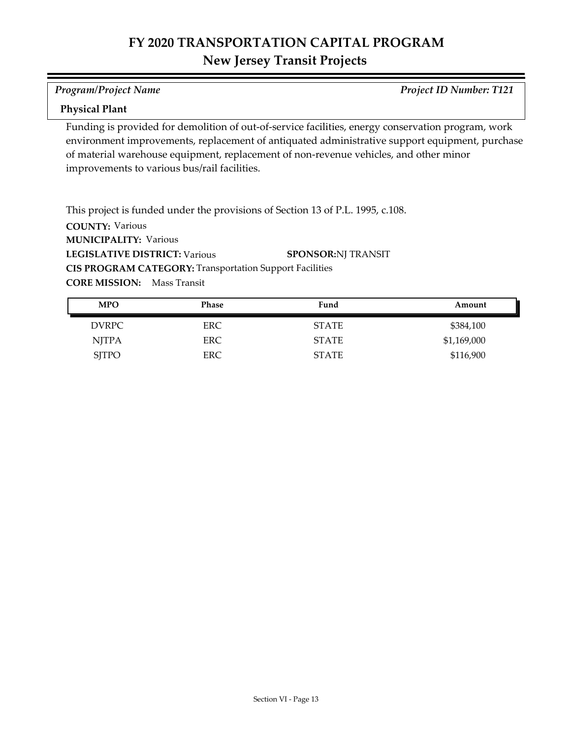# FY 2020 TRANSPORTATION CAPITAL PROGRAM
## New Jersey Transit Projects

*Program/Project Name* *Project ID Number: T121*

**Physical Plant**

Funding is provided for demolition of out-of-service facilities, energy conservation program, work environment improvements, replacement of antiquated administrative support equipment, purchase of material warehouse equipment, replacement of non-revenue vehicles, and other minor improvements to various bus/rail facilities.

This project is funded under the provisions of Section 13 of P.L. 1995, c.108.

**COUNTY:** Various
**MUNICIPALITY:** Various
**LEGISLATIVE DISTRICT:** Various **SPONSOR:** NJ TRANSIT
**CIS PROGRAM CATEGORY:** Transportation Support Facilities
**CORE MISSION:** Mass Transit

| MPO | Phase | Fund | Amount |
|---|---|---|---|
| DVRPC | ERC | STATE | $384,100 |
| NJTPA | ERC | STATE | $1,169,000 |
| SJTPO | ERC | STATE | $116,900 |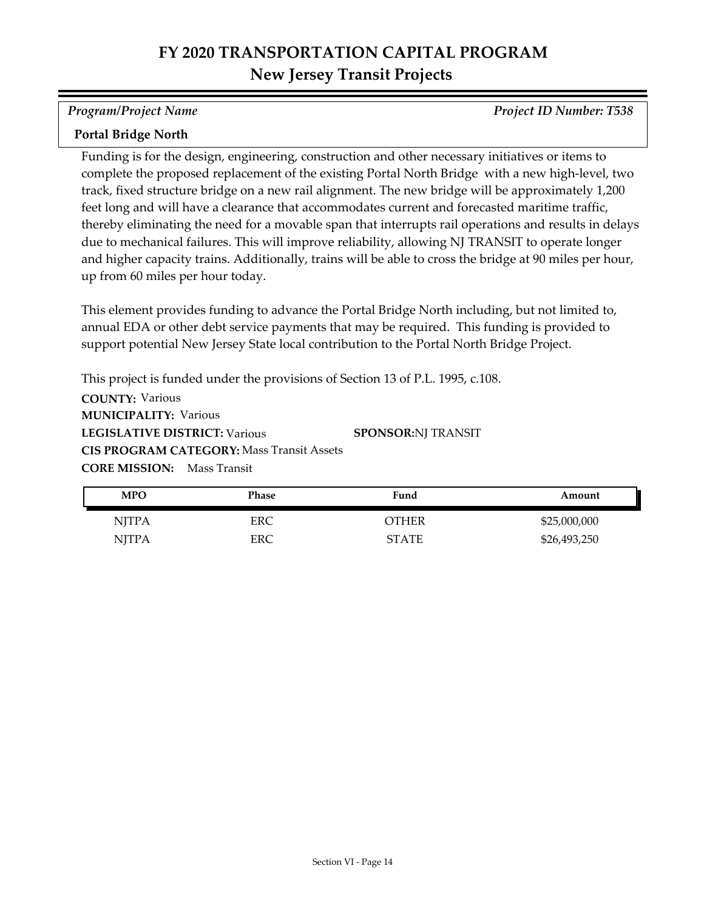# FY 2020 TRANSPORTATION CAPITAL PROGRAM
## New Jersey Transit Projects

*Program/Project Name* — *Project ID Number: T538*

**Portal Bridge North**

Funding is for the design, engineering, construction and other necessary initiatives or items to complete the proposed replacement of the existing Portal North Bridge with a new high-level, two track, fixed structure bridge on a new rail alignment. The new bridge will be approximately 1,200 feet long and will have a clearance that accommodates current and forecasted maritime traffic, thereby eliminating the need for a movable span that interrupts rail operations and results in delays due to mechanical failures. This will improve reliability, allowing NJ TRANSIT to operate longer and higher capacity trains. Additionally, trains will be able to cross the bridge at 90 miles per hour, up from 60 miles per hour today.

This element provides funding to advance the Portal Bridge North including, but not limited to, annual EDA or other debt service payments that may be required. This funding is provided to support potential New Jersey State local contribution to the Portal North Bridge Project.

This project is funded under the provisions of Section 13 of P.L. 1995, c.108.

**COUNTY:** Various
**MUNICIPALITY:** Various
**LEGISLATIVE DISTRICT:** Various
**SPONSOR:** NJ TRANSIT
**CIS PROGRAM CATEGORY:** Mass Transit Assets
**CORE MISSION:** Mass Transit

| MPO | Phase | Fund | Amount |
|---|---|---|---|
| NJTPA | ERC | OTHER | $25,000,000 |
| NJTPA | ERC | STATE | $26,493,250 |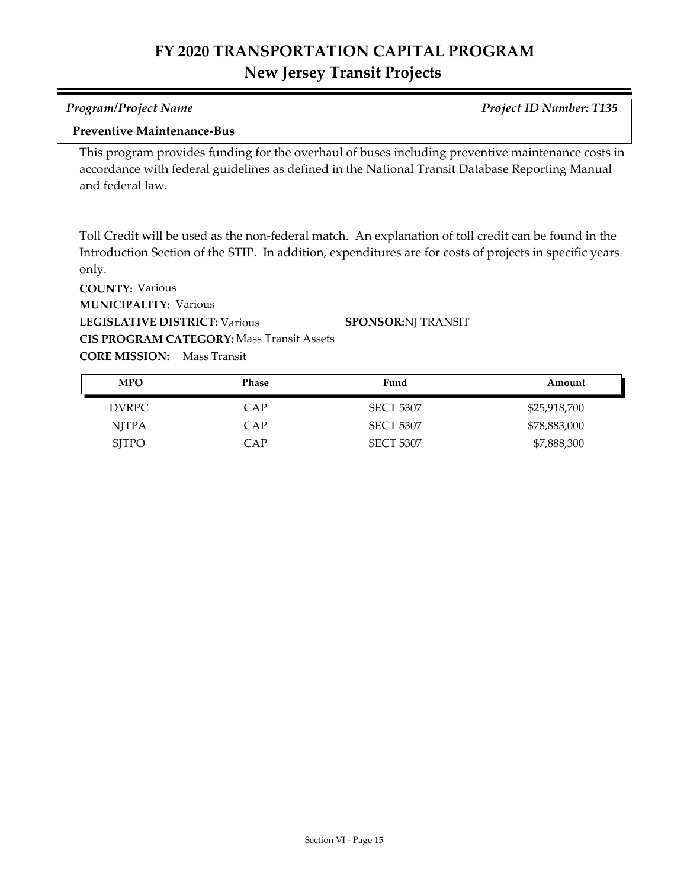# FY 2020 TRANSPORTATION CAPITAL PROGRAM
## New Jersey Transit Projects

*Program/Project Name* *Project ID Number: T135*

**Preventive Maintenance-Bus**

This program provides funding for the overhaul of buses including preventive maintenance costs in accordance with federal guidelines as defined in the National Transit Database Reporting Manual and federal law.

Toll Credit will be used as the non-federal match. An explanation of toll credit can be found in the Introduction Section of the STIP. In addition, expenditures are for costs of projects in specific years only.

**COUNTY:** Various
**MUNICIPALITY:** Various
**LEGISLATIVE DISTRICT:** Various **SPONSOR:** NJ TRANSIT
**CIS PROGRAM CATEGORY:** Mass Transit Assets
**CORE MISSION:** Mass Transit

| MPO | Phase | Fund | Amount |
|---|---|---|---|
| DVRPC | CAP | SECT 5307 | $25,918,700 |
| NJTPA | CAP | SECT 5307 | $78,883,000 |
| SJTPO | CAP | SECT 5307 | $7,888,300 |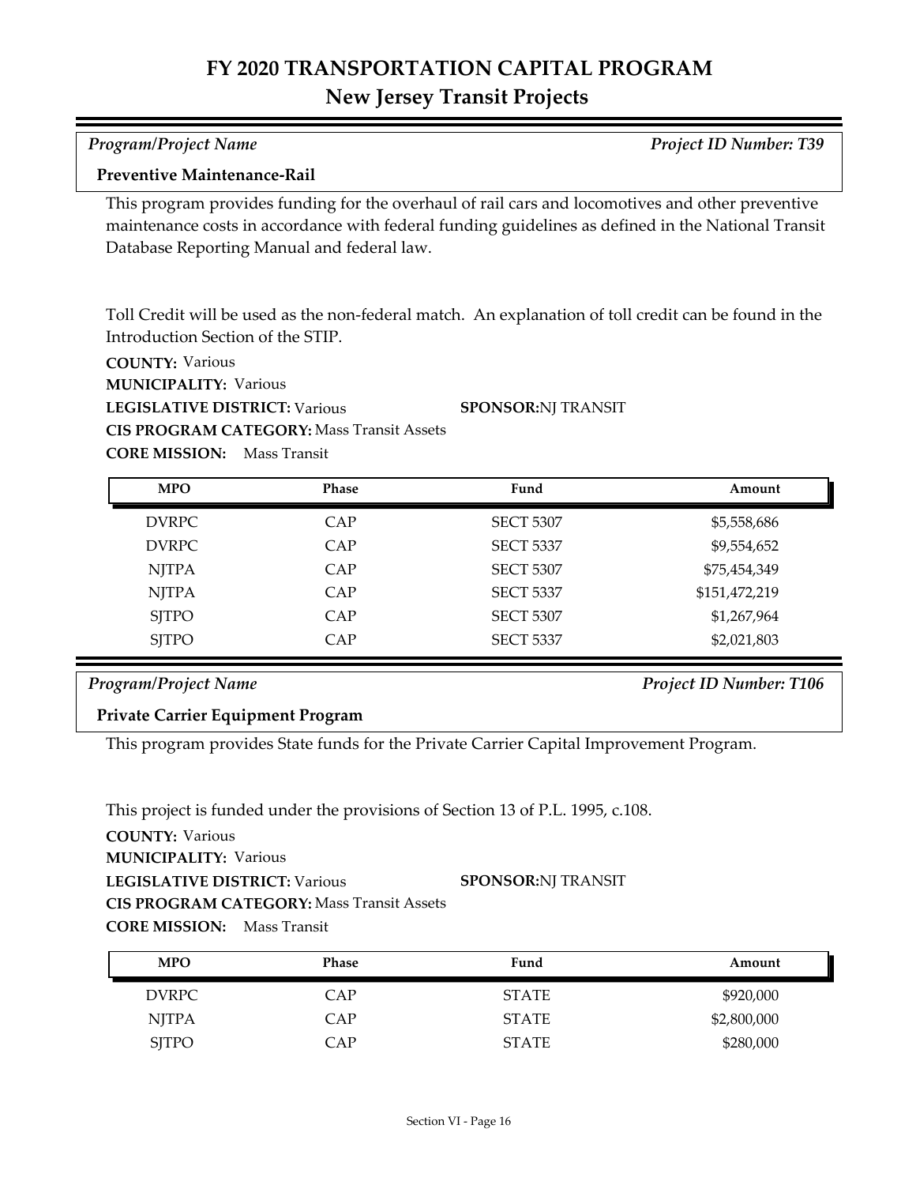# FY 2020 TRANSPORTATION CAPITAL PROGRAM

## New Jersey Transit Projects

*Program/Project Name* — *Project ID Number: T39*

### Preventive Maintenance-Rail

This program provides funding for the overhaul of rail cars and locomotives and other preventive maintenance costs in accordance with federal funding guidelines as defined in the National Transit Database Reporting Manual and federal law.

Toll Credit will be used as the non-federal match. An explanation of toll credit can be found in the Introduction Section of the STIP.

**COUNTY:** Various
**MUNICIPALITY:** Various
**LEGISLATIVE DISTRICT:** Various
**SPONSOR:** NJ TRANSIT
**CIS PROGRAM CATEGORY:** Mass Transit Assets
**CORE MISSION:** Mass Transit

| MPO | Phase | Fund | Amount |
|---|---|---|---|
| DVRPC | CAP | SECT 5307 | $5,558,686 |
| DVRPC | CAP | SECT 5337 | $9,554,652 |
| NJTPA | CAP | SECT 5307 | $75,454,349 |
| NJTPA | CAP | SECT 5337 | $151,472,219 |
| SJTPO | CAP | SECT 5307 | $1,267,964 |
| SJTPO | CAP | SECT 5337 | $2,021,803 |

*Program/Project Name* — *Project ID Number: T106*

### Private Carrier Equipment Program

This program provides State funds for the Private Carrier Capital Improvement Program.

This project is funded under the provisions of Section 13 of P.L. 1995, c.108.

**COUNTY:** Various
**MUNICIPALITY:** Various
**LEGISLATIVE DISTRICT:** Various
**SPONSOR:** NJ TRANSIT
**CIS PROGRAM CATEGORY:** Mass Transit Assets
**CORE MISSION:** Mass Transit

| MPO | Phase | Fund | Amount |
|---|---|---|---|
| DVRPC | CAP | STATE | $920,000 |
| NJTPA | CAP | STATE | $2,800,000 |
| SJTPO | CAP | STATE | $280,000 |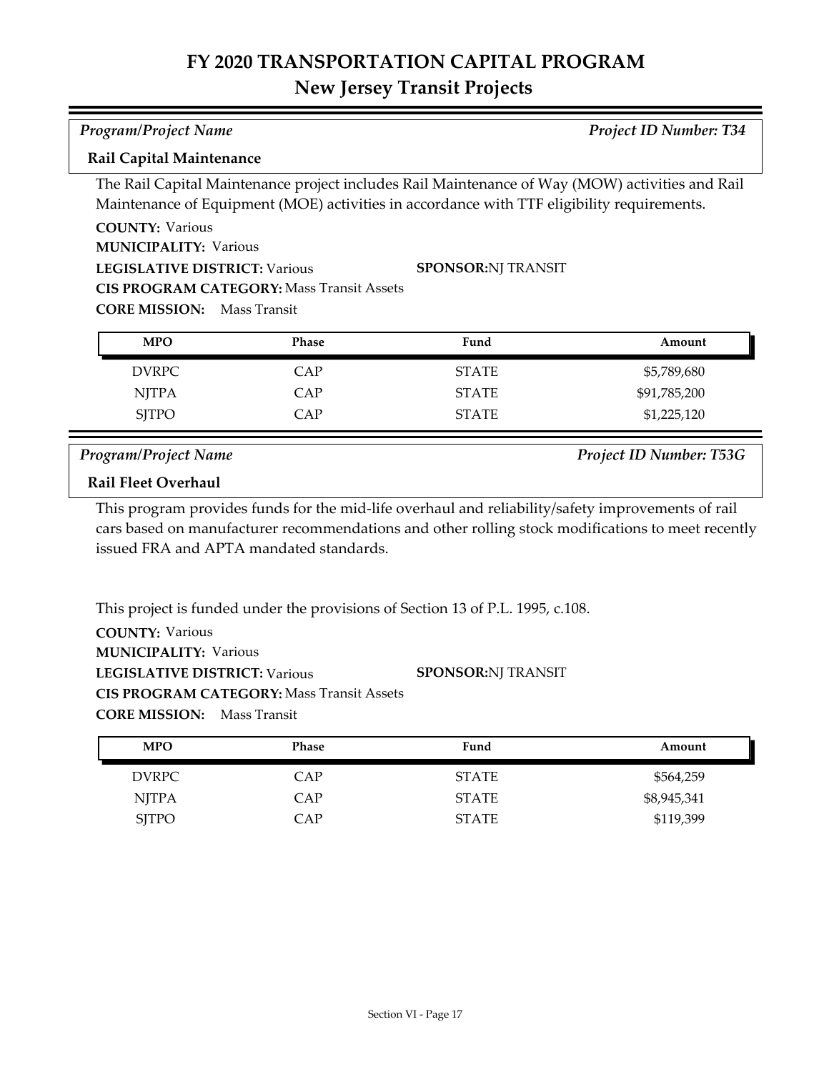# FY 2020 TRANSPORTATION CAPITAL PROGRAM

## New Jersey Transit Projects

*Program/Project Name* — *Project ID Number: T34*

### Rail Capital Maintenance

The Rail Capital Maintenance project includes Rail Maintenance of Way (MOW) activities and Rail Maintenance of Equipment (MOE) activities in accordance with TTF eligibility requirements.

**COUNTY:** Various
**MUNICIPALITY:** Various
**LEGISLATIVE DISTRICT:** Various
**SPONSOR:** NJ TRANSIT
**CIS PROGRAM CATEGORY:** Mass Transit Assets
**CORE MISSION:** Mass Transit

| MPO | Phase | Fund | Amount |
|---|---|---|---|
| DVRPC | CAP | STATE | $5,789,680 |
| NJTPA | CAP | STATE | $91,785,200 |
| SJTPO | CAP | STATE | $1,225,120 |

*Program/Project Name* — *Project ID Number: T53G*

### Rail Fleet Overhaul

This program provides funds for the mid-life overhaul and reliability/safety improvements of rail cars based on manufacturer recommendations and other rolling stock modifications to meet recently issued FRA and APTA mandated standards.

This project is funded under the provisions of Section 13 of P.L. 1995, c.108.

**COUNTY:** Various
**MUNICIPALITY:** Various
**LEGISLATIVE DISTRICT:** Various
**SPONSOR:** NJ TRANSIT
**CIS PROGRAM CATEGORY:** Mass Transit Assets
**CORE MISSION:** Mass Transit

| MPO | Phase | Fund | Amount |
|---|---|---|---|
| DVRPC | CAP | STATE | $564,259 |
| NJTPA | CAP | STATE | $8,945,341 |
| SJTPO | CAP | STATE | $119,399 |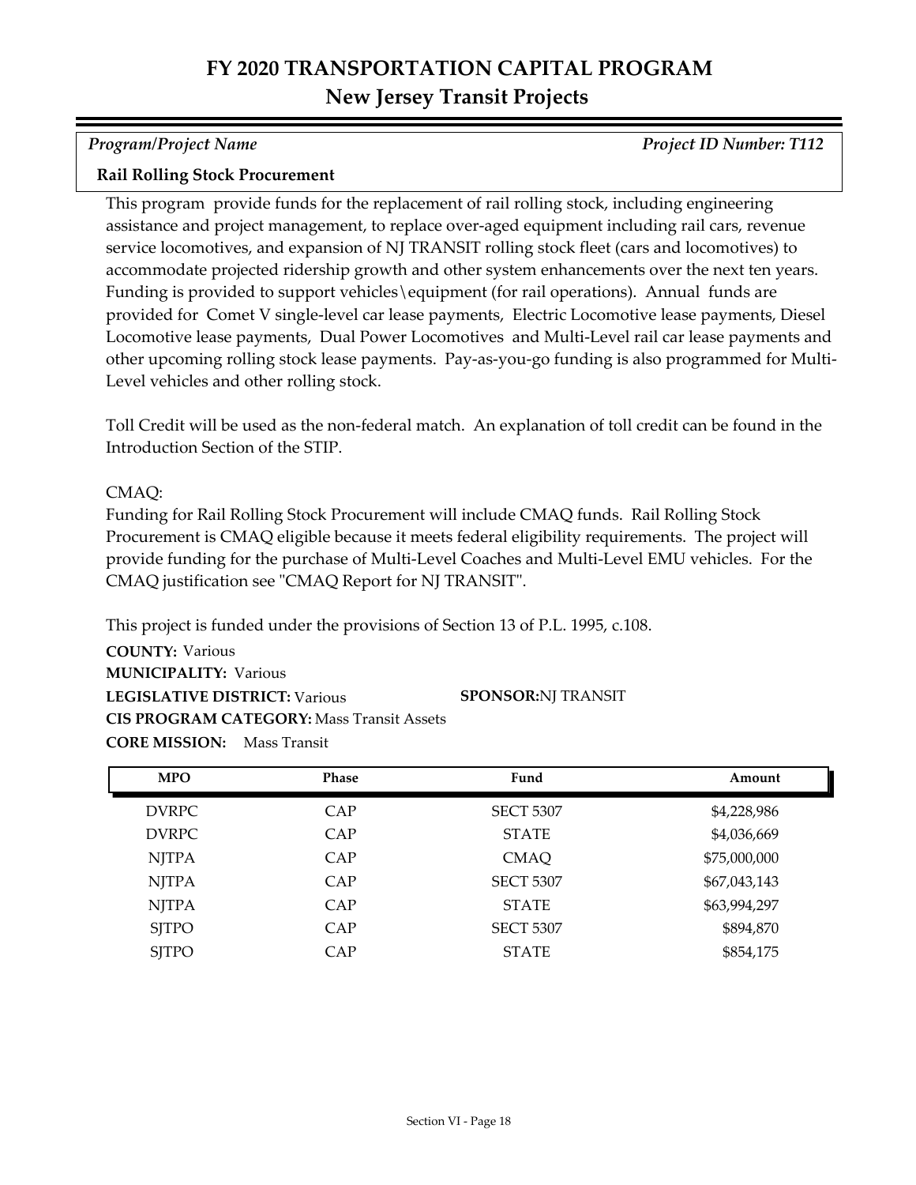# FY 2020 TRANSPORTATION CAPITAL PROGRAM
## New Jersey Transit Projects

*Program/Project Name* *Project ID Number: T112*

**Rail Rolling Stock Procurement**

This program provide funds for the replacement of rail rolling stock, including engineering assistance and project management, to replace over-aged equipment including rail cars, revenue service locomotives, and expansion of NJ TRANSIT rolling stock fleet (cars and locomotives) to accommodate projected ridership growth and other system enhancements over the next ten years. Funding is provided to support vehicles\equipment (for rail operations). Annual funds are provided for Comet V single-level car lease payments, Electric Locomotive lease payments, Diesel Locomotive lease payments, Dual Power Locomotives and Multi-Level rail car lease payments and other upcoming rolling stock lease payments. Pay-as-you-go funding is also programmed for Multi-Level vehicles and other rolling stock.

Toll Credit will be used as the non-federal match. An explanation of toll credit can be found in the Introduction Section of the STIP.

CMAQ:
Funding for Rail Rolling Stock Procurement will include CMAQ funds. Rail Rolling Stock Procurement is CMAQ eligible because it meets federal eligibility requirements. The project will provide funding for the purchase of Multi-Level Coaches and Multi-Level EMU vehicles. For the CMAQ justification see "CMAQ Report for NJ TRANSIT".

This project is funded under the provisions of Section 13 of P.L. 1995, c.108.

**COUNTY:** Various
**MUNICIPALITY:** Various
**LEGISLATIVE DISTRICT:** Various
**SPONSOR:** NJ TRANSIT
**CIS PROGRAM CATEGORY:** Mass Transit Assets
**CORE MISSION:** Mass Transit

| MPO | Phase | Fund | Amount |
|---|---|---|---|
| DVRPC | CAP | SECT 5307 | $4,228,986 |
| DVRPC | CAP | STATE | $4,036,669 |
| NJTPA | CAP | CMAQ | $75,000,000 |
| NJTPA | CAP | SECT 5307 | $67,043,143 |
| NJTPA | CAP | STATE | $63,994,297 |
| SJTPO | CAP | SECT 5307 | $894,870 |
| SJTPO | CAP | STATE | $854,175 |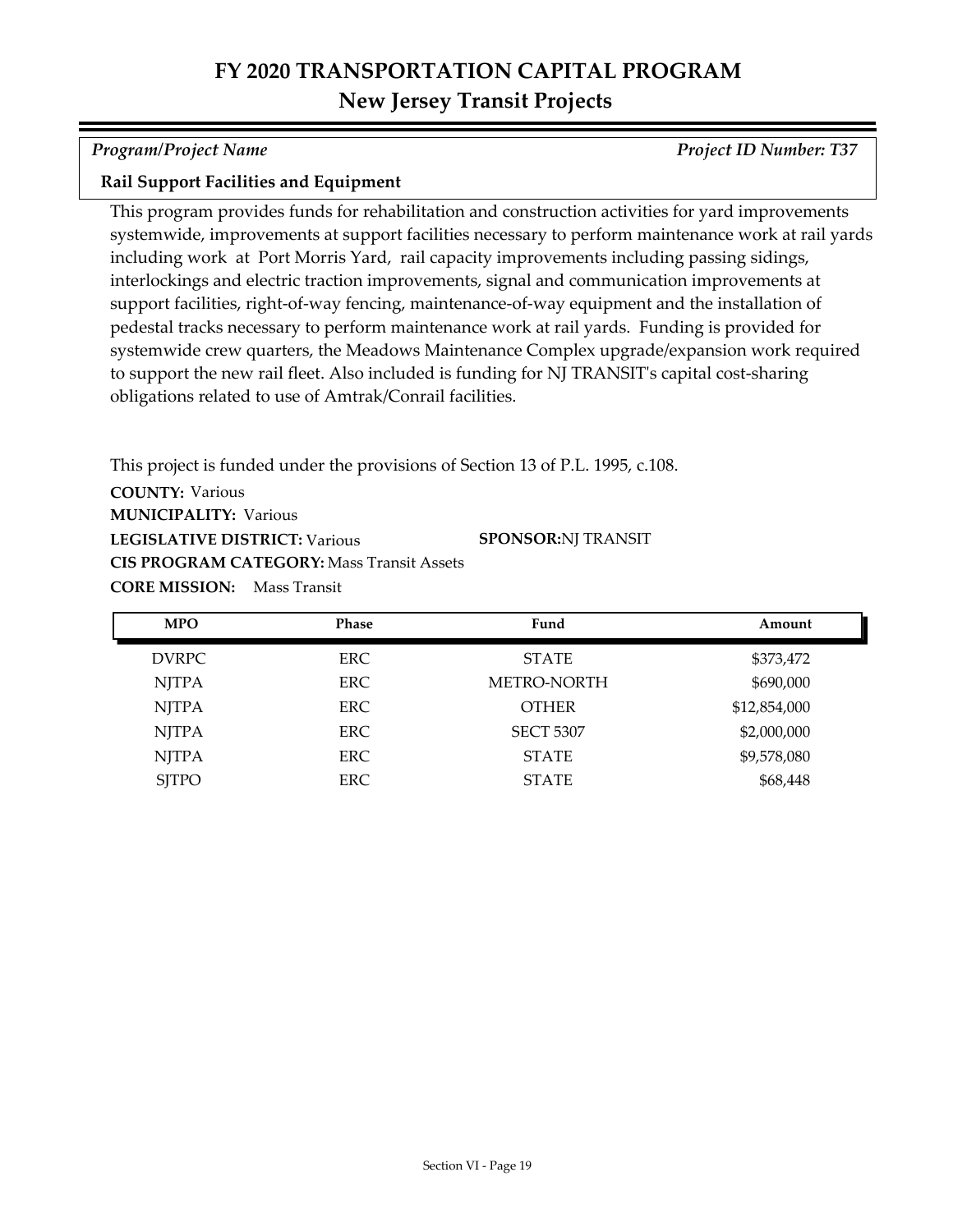# FY 2020 TRANSPORTATION CAPITAL PROGRAM
## New Jersey Transit Projects

*Program/Project Name* — *Project ID Number: T37*

**Rail Support Facilities and Equipment**

This program provides funds for rehabilitation and construction activities for yard improvements systemwide, improvements at support facilities necessary to perform maintenance work at rail yards including work at Port Morris Yard, rail capacity improvements including passing sidings, interlockings and electric traction improvements, signal and communication improvements at support facilities, right-of-way fencing, maintenance-of-way equipment and the installation of pedestal tracks necessary to perform maintenance work at rail yards. Funding is provided for systemwide crew quarters, the Meadows Maintenance Complex upgrade/expansion work required to support the new rail fleet. Also included is funding for NJ TRANSIT's capital cost-sharing obligations related to use of Amtrak/Conrail facilities.

This project is funded under the provisions of Section 13 of P.L. 1995, c.108.

**COUNTY:** Various
**MUNICIPALITY:** Various
**LEGISLATIVE DISTRICT:** Various
**SPONSOR:** NJ TRANSIT
**CIS PROGRAM CATEGORY:** Mass Transit Assets
**CORE MISSION:** Mass Transit

| MPO | Phase | Fund | Amount |
|---|---|---|---|
| DVRPC | ERC | STATE | $373,472 |
| NJTPA | ERC | METRO-NORTH | $690,000 |
| NJTPA | ERC | OTHER | $12,854,000 |
| NJTPA | ERC | SECT 5307 | $2,000,000 |
| NJTPA | ERC | STATE | $9,578,080 |
| SJTPO | ERC | STATE | $68,448 |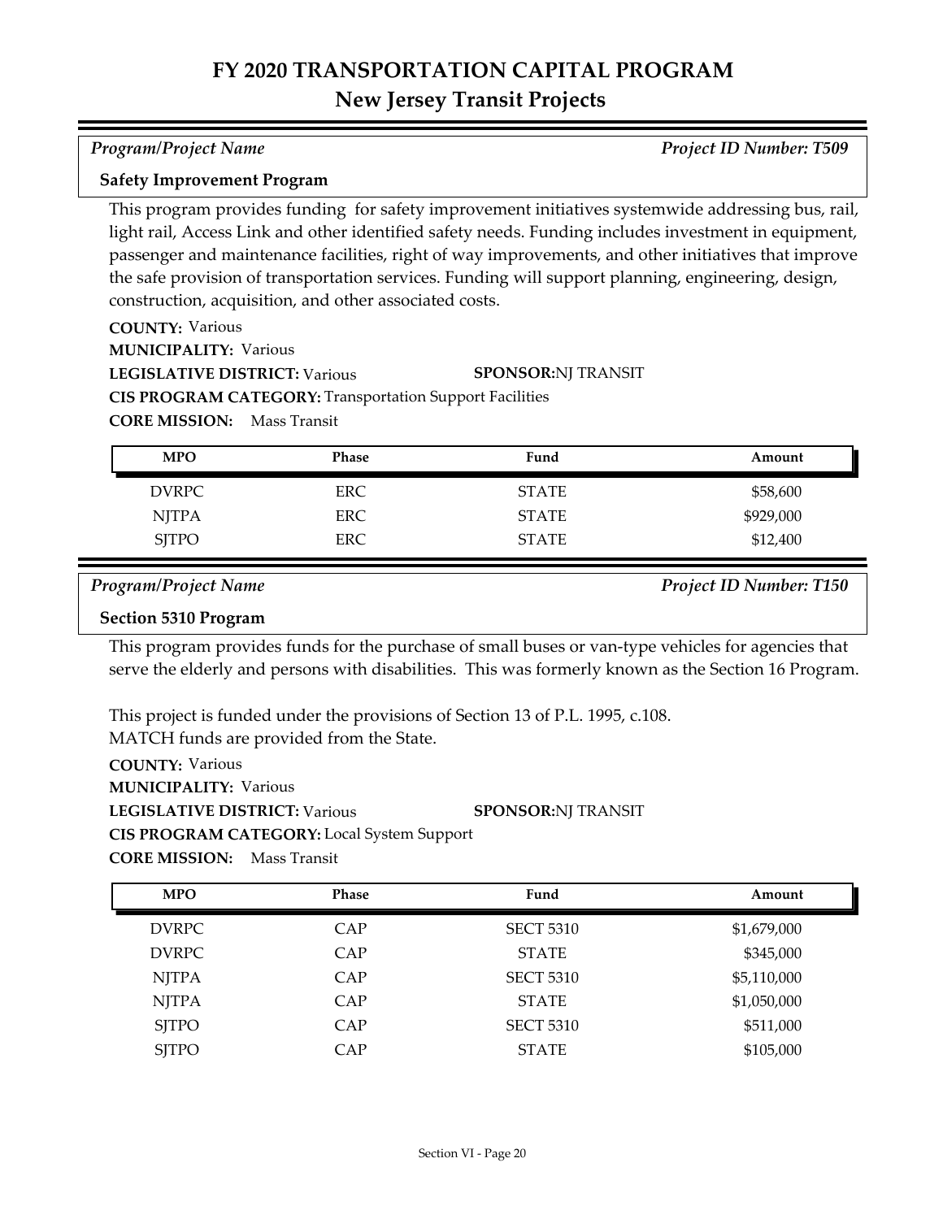# FY 2020 TRANSPORTATION CAPITAL PROGRAM
## New Jersey Transit Projects

*Program/Project Name* *Project ID Number: T509*

**Safety Improvement Program**

This program provides funding for safety improvement initiatives systemwide addressing bus, rail, light rail, Access Link and other identified safety needs. Funding includes investment in equipment, passenger and maintenance facilities, right of way improvements, and other initiatives that improve the safe provision of transportation services. Funding will support planning, engineering, design, construction, acquisition, and other associated costs.

**COUNTY:** Various
**MUNICIPALITY:** Various
**LEGISLATIVE DISTRICT:** Various
**SPONSOR:** NJ TRANSIT
**CIS PROGRAM CATEGORY:** Transportation Support Facilities
**CORE MISSION:** Mass Transit

| MPO | Phase | Fund | Amount |
|---|---|---|---|
| DVRPC | ERC | STATE | $58,600 |
| NJTPA | ERC | STATE | $929,000 |
| SJTPO | ERC | STATE | $12,400 |

*Program/Project Name* *Project ID Number: T150*

**Section 5310 Program**

This program provides funds for the purchase of small buses or van-type vehicles for agencies that serve the elderly and persons with disabilities. This was formerly known as the Section 16 Program.

This project is funded under the provisions of Section 13 of P.L. 1995, c.108.
MATCH funds are provided from the State.

**COUNTY:** Various
**MUNICIPALITY:** Various
**LEGISLATIVE DISTRICT:** Various
**SPONSOR:** NJ TRANSIT
**CIS PROGRAM CATEGORY:** Local System Support
**CORE MISSION:** Mass Transit

| MPO | Phase | Fund | Amount |
|---|---|---|---|
| DVRPC | CAP | SECT 5310 | $1,679,000 |
| DVRPC | CAP | STATE | $345,000 |
| NJTPA | CAP | SECT 5310 | $5,110,000 |
| NJTPA | CAP | STATE | $1,050,000 |
| SJTPO | CAP | SECT 5310 | $511,000 |
| SJTPO | CAP | STATE | $105,000 |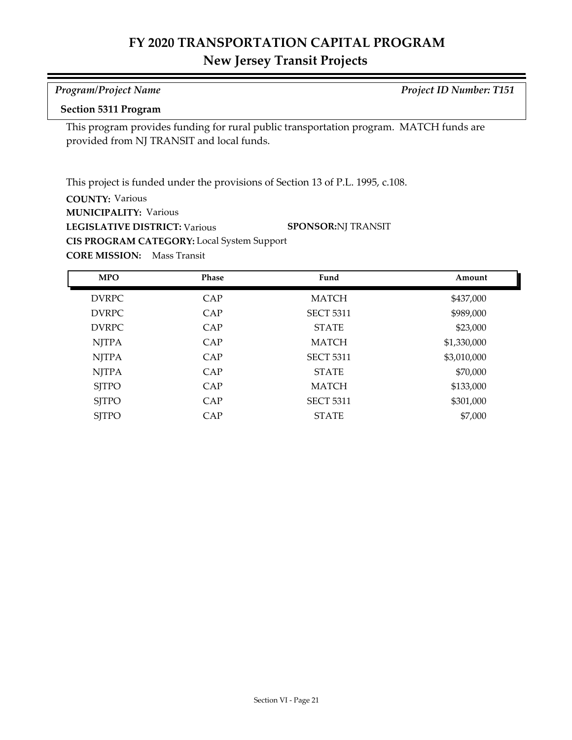# FY 2020 TRANSPORTATION CAPITAL PROGRAM
## New Jersey Transit Projects

*Program/Project Name* *Project ID Number: T151*

**Section 5311 Program**

This program provides funding for rural public transportation program. MATCH funds are provided from NJ TRANSIT and local funds.

This project is funded under the provisions of Section 13 of P.L. 1995, c.108.

**COUNTY:** Various
**MUNICIPALITY:** Various
**LEGISLATIVE DISTRICT:** Various **SPONSOR:** NJ TRANSIT
**CIS PROGRAM CATEGORY:** Local System Support
**CORE MISSION:** Mass Transit

| MPO | Phase | Fund | Amount |
|---|---|---|---|
| DVRPC | CAP | MATCH | $437,000 |
| DVRPC | CAP | SECT 5311 | $989,000 |
| DVRPC | CAP | STATE | $23,000 |
| NJTPA | CAP | MATCH | $1,330,000 |
| NJTPA | CAP | SECT 5311 | $3,010,000 |
| NJTPA | CAP | STATE | $70,000 |
| SJTPO | CAP | MATCH | $133,000 |
| SJTPO | CAP | SECT 5311 | $301,000 |
| SJTPO | CAP | STATE | $7,000 |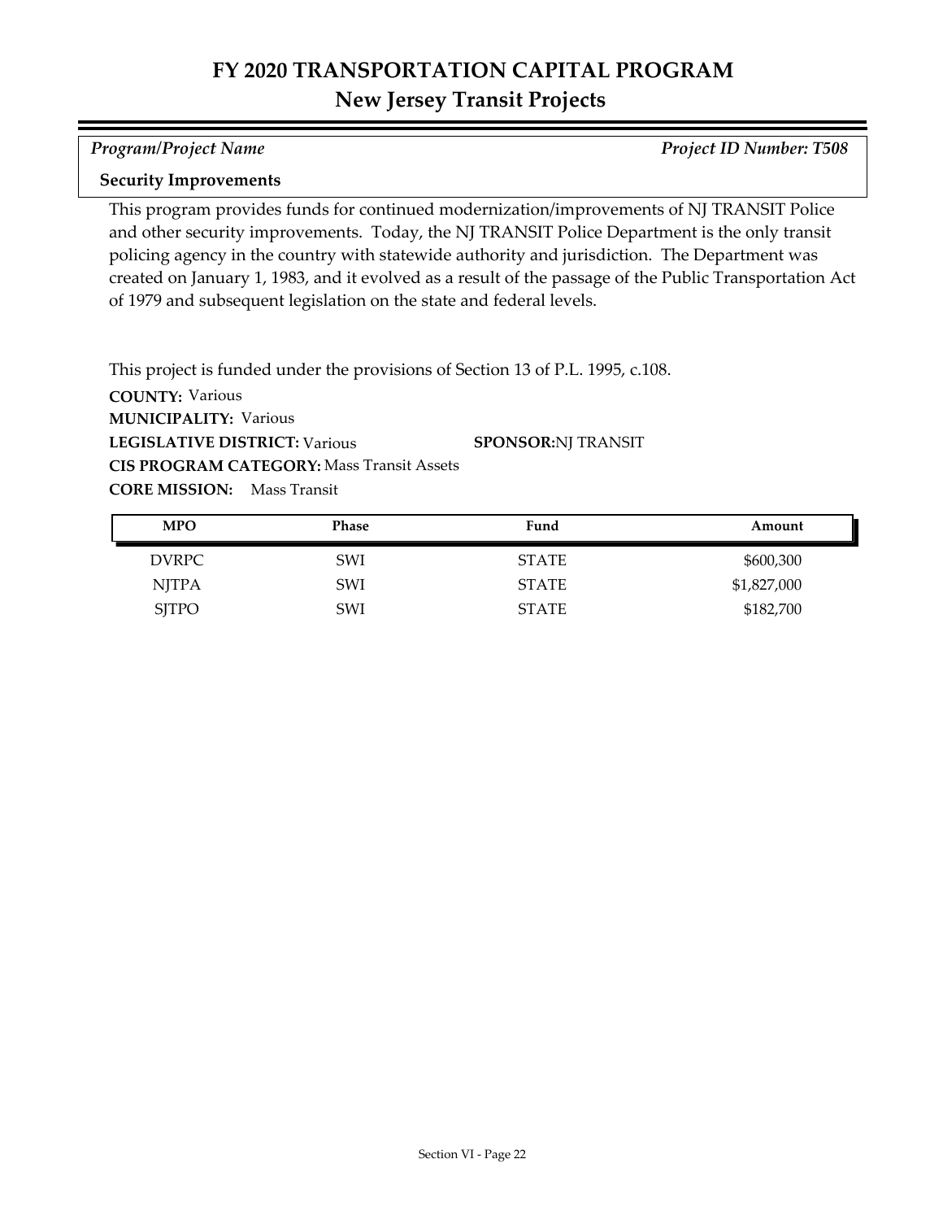# FY 2020 TRANSPORTATION CAPITAL PROGRAM
## New Jersey Transit Projects

*Program/Project Name* | *Project ID Number: T508*

**Security Improvements**

This program provides funds for continued modernization/improvements of NJ TRANSIT Police and other security improvements. Today, the NJ TRANSIT Police Department is the only transit policing agency in the country with statewide authority and jurisdiction. The Department was created on January 1, 1983, and it evolved as a result of the passage of the Public Transportation Act of 1979 and subsequent legislation on the state and federal levels.

This project is funded under the provisions of Section 13 of P.L. 1995, c.108.

**COUNTY:** Various
**MUNICIPALITY:** Various
**LEGISLATIVE DISTRICT:** Various
**SPONSOR:** NJ TRANSIT
**CIS PROGRAM CATEGORY:** Mass Transit Assets
**CORE MISSION:** Mass Transit

| MPO | Phase | Fund | Amount |
| --- | --- | --- | --- |
| DVRPC | SWI | STATE | $600,300 |
| NJTPA | SWI | STATE | $1,827,000 |
| SJTPO | SWI | STATE | $182,700 |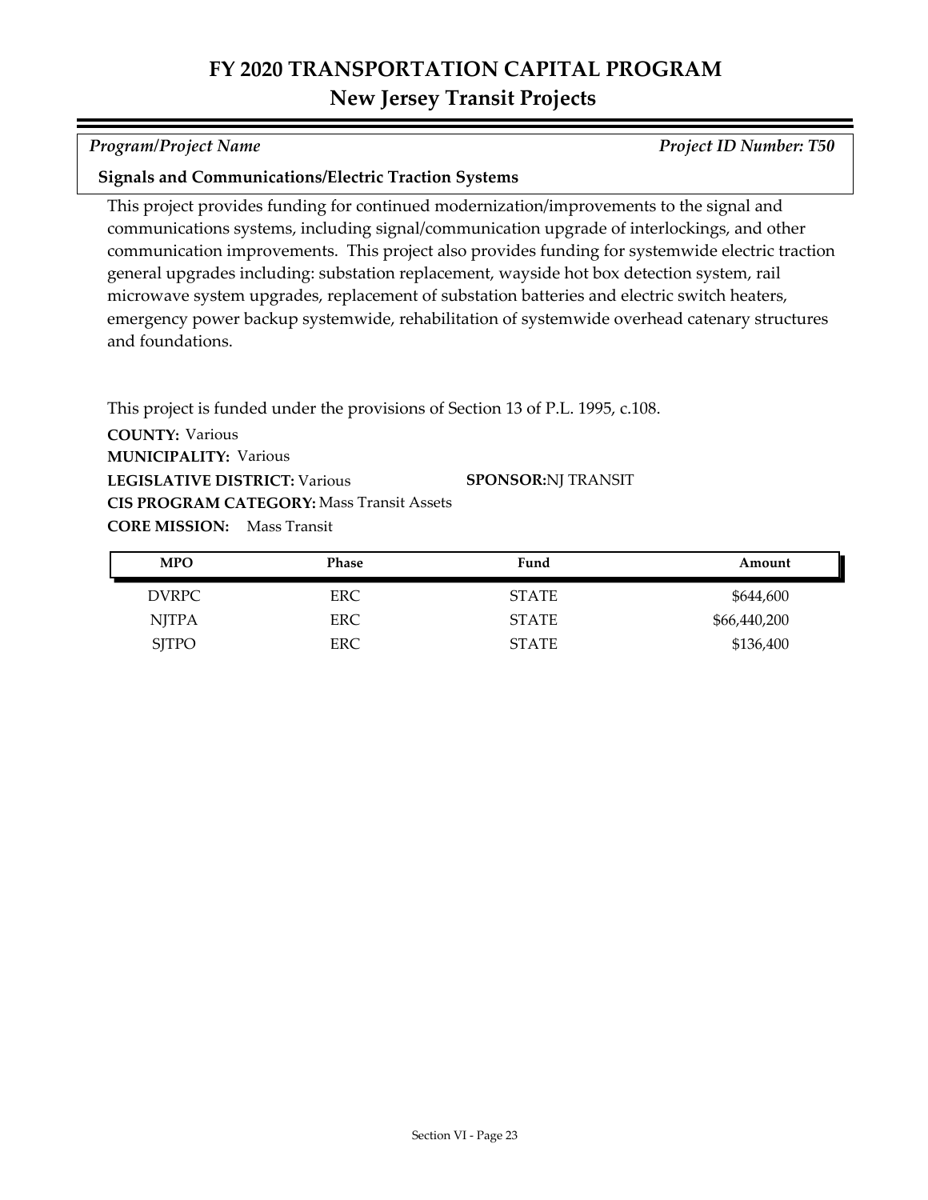# FY 2020 TRANSPORTATION CAPITAL PROGRAM
## New Jersey Transit Projects

*Program/Project Name* | *Project ID Number: T50*

**Signals and Communications/Electric Traction Systems**

This project provides funding for continued modernization/improvements to the signal and communications systems, including signal/communication upgrade of interlockings, and other communication improvements. This project also provides funding for systemwide electric traction general upgrades including: substation replacement, wayside hot box detection system, rail microwave system upgrades, replacement of substation batteries and electric switch heaters, emergency power backup systemwide, rehabilitation of systemwide overhead catenary structures and foundations.

This project is funded under the provisions of Section 13 of P.L. 1995, c.108.

**COUNTY:** Various
**MUNICIPALITY:** Various
**LEGISLATIVE DISTRICT:** Various
**SPONSOR:** NJ TRANSIT
**CIS PROGRAM CATEGORY:** Mass Transit Assets
**CORE MISSION:** Mass Transit

| MPO | Phase | Fund | Amount |
|---|---|---|---|
| DVRPC | ERC | STATE | $644,600 |
| NJTPA | ERC | STATE | $66,440,200 |
| SJTPO | ERC | STATE | $136,400 |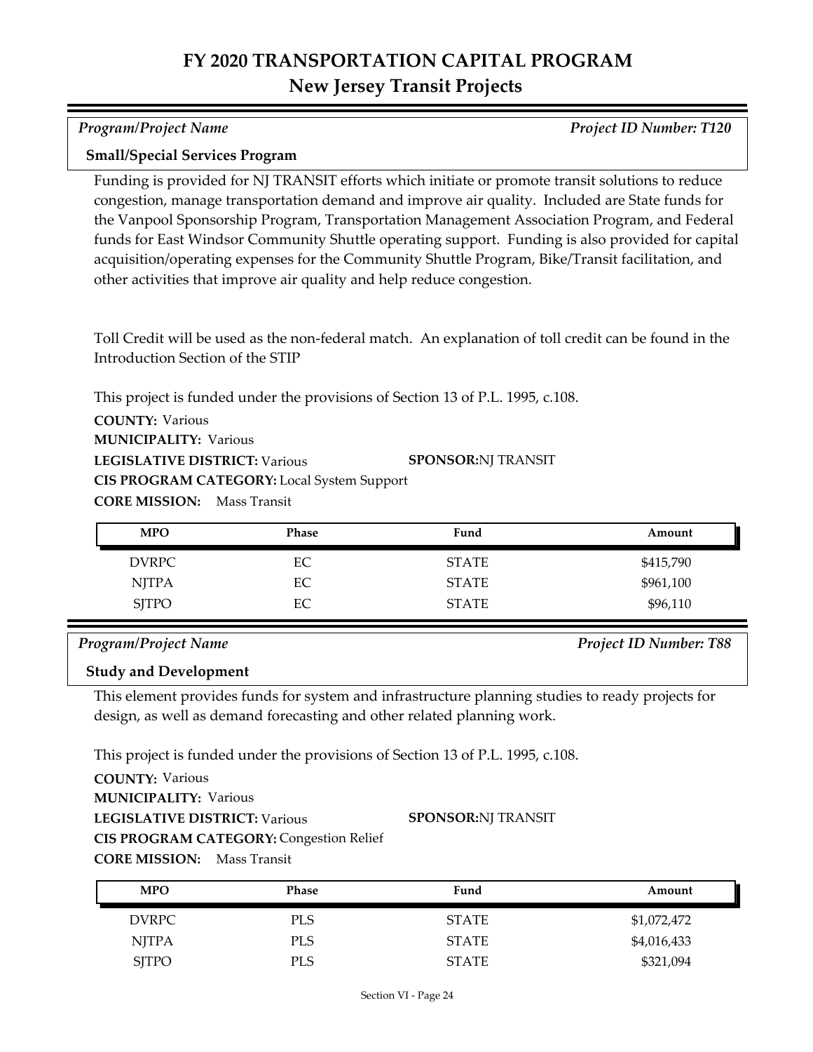# FY 2020 TRANSPORTATION CAPITAL PROGRAM
## New Jersey Transit Projects

*Program/Project Name* *Project ID Number: T120*

**Small/Special Services Program**

Funding is provided for NJ TRANSIT efforts which initiate or promote transit solutions to reduce congestion, manage transportation demand and improve air quality. Included are State funds for the Vanpool Sponsorship Program, Transportation Management Association Program, and Federal funds for East Windsor Community Shuttle operating support. Funding is also provided for capital acquisition/operating expenses for the Community Shuttle Program, Bike/Transit facilitation, and other activities that improve air quality and help reduce congestion.

Toll Credit will be used as the non-federal match. An explanation of toll credit can be found in the Introduction Section of the STIP

This project is funded under the provisions of Section 13 of P.L. 1995, c.108.

**COUNTY:** Various
**MUNICIPALITY:** Various
**LEGISLATIVE DISTRICT:** Various **SPONSOR:** NJ TRANSIT
**CIS PROGRAM CATEGORY:** Local System Support
**CORE MISSION:** Mass Transit

| MPO | Phase | Fund | Amount |
|---|---|---|---|
| DVRPC | EC | STATE | $415,790 |
| NJTPA | EC | STATE | $961,100 |
| SJTPO | EC | STATE | $96,110 |

*Program/Project Name* *Project ID Number: T88*

**Study and Development**

This element provides funds for system and infrastructure planning studies to ready projects for design, as well as demand forecasting and other related planning work.

This project is funded under the provisions of Section 13 of P.L. 1995, c.108.

**COUNTY:** Various
**MUNICIPALITY:** Various
**LEGISLATIVE DISTRICT:** Various **SPONSOR:** NJ TRANSIT
**CIS PROGRAM CATEGORY:** Congestion Relief
**CORE MISSION:** Mass Transit

| MPO | Phase | Fund | Amount |
|---|---|---|---|
| DVRPC | PLS | STATE | $1,072,472 |
| NJTPA | PLS | STATE | $4,016,433 |
| SJTPO | PLS | STATE | $321,094 |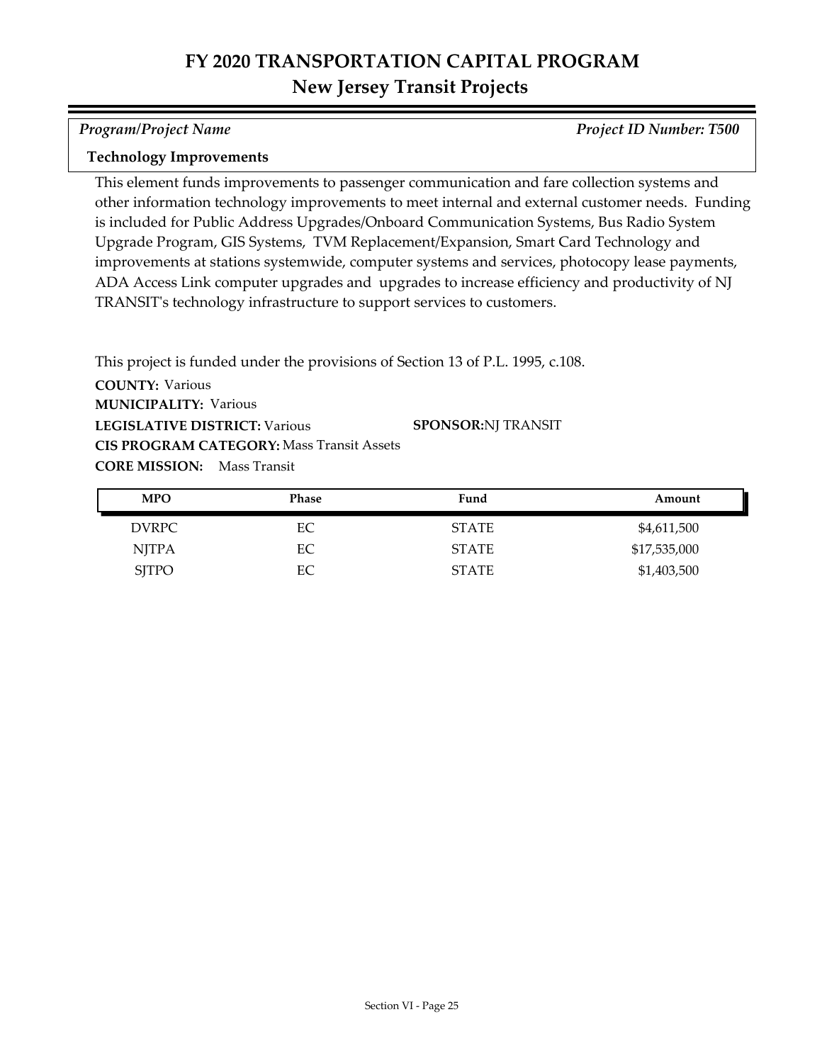# FY 2020 TRANSPORTATION CAPITAL PROGRAM
## New Jersey Transit Projects

*Program/Project Name* *Project ID Number: T500*

**Technology Improvements**

This element funds improvements to passenger communication and fare collection systems and other information technology improvements to meet internal and external customer needs. Funding is included for Public Address Upgrades/Onboard Communication Systems, Bus Radio System Upgrade Program, GIS Systems, TVM Replacement/Expansion, Smart Card Technology and improvements at stations systemwide, computer systems and services, photocopy lease payments, ADA Access Link computer upgrades and upgrades to increase efficiency and productivity of NJ TRANSIT's technology infrastructure to support services to customers.

This project is funded under the provisions of Section 13 of P.L. 1995, c.108.

**COUNTY:** Various
**MUNICIPALITY:** Various
**LEGISLATIVE DISTRICT:** Various
**SPONSOR:** NJ TRANSIT
**CIS PROGRAM CATEGORY:** Mass Transit Assets
**CORE MISSION:** Mass Transit

| MPO | Phase | Fund | Amount |
|---|---|---|---|
| DVRPC | EC | STATE | $4,611,500 |
| NJTPA | EC | STATE | $17,535,000 |
| SJTPO | EC | STATE | $1,403,500 |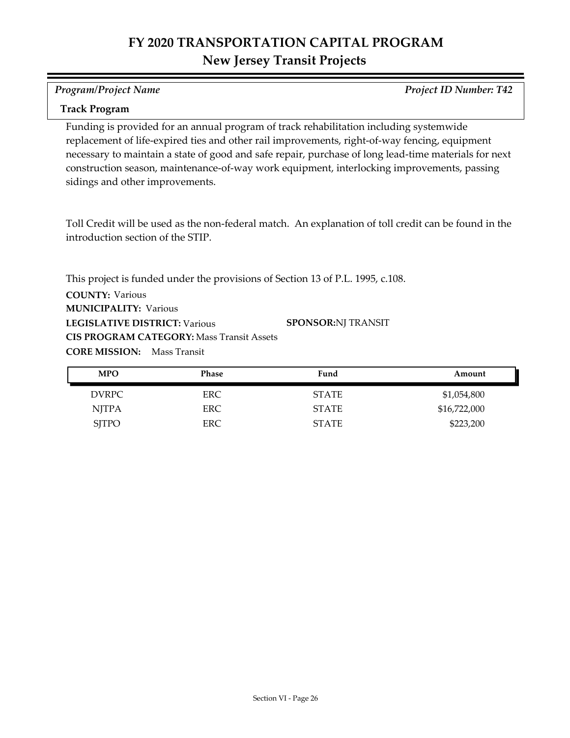# FY 2020 TRANSPORTATION CAPITAL PROGRAM
## New Jersey Transit Projects

*Program/Project Name* | *Project ID Number: T42*

**Track Program**

Funding is provided for an annual program of track rehabilitation including systemwide replacement of life-expired ties and other rail improvements, right-of-way fencing, equipment necessary to maintain a state of good and safe repair, purchase of long lead-time materials for next construction season, maintenance-of-way work equipment, interlocking improvements, passing sidings and other improvements.

Toll Credit will be used as the non-federal match. An explanation of toll credit can be found in the introduction section of the STIP.

This project is funded under the provisions of Section 13 of P.L. 1995, c.108.

**COUNTY:** Various
**MUNICIPALITY:** Various
**LEGISLATIVE DISTRICT:** Various
**SPONSOR:** NJ TRANSIT
**CIS PROGRAM CATEGORY:** Mass Transit Assets
**CORE MISSION:** Mass Transit

| MPO | Phase | Fund | Amount |
|---|---|---|---|
| DVRPC | ERC | STATE | $1,054,800 |
| NJTPA | ERC | STATE | $16,722,000 |
| SJTPO | ERC | STATE | $223,200 |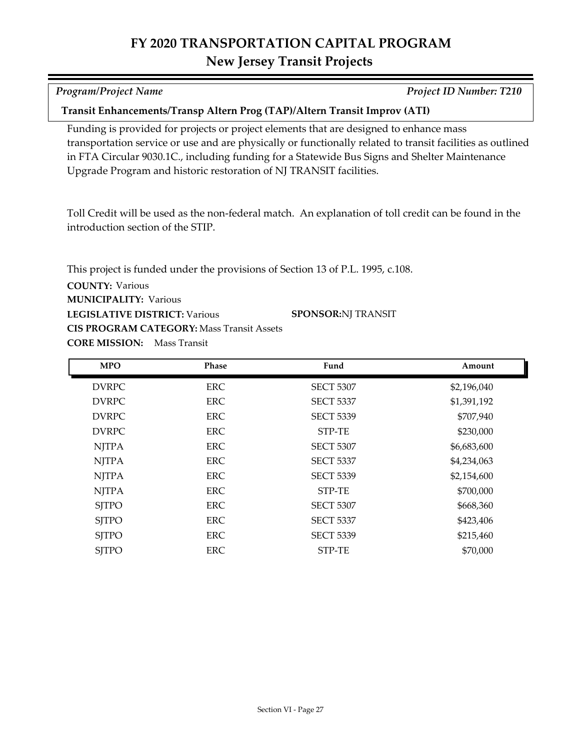# FY 2020 TRANSPORTATION CAPITAL PROGRAM
## New Jersey Transit Projects

*Program/Project Name* | *Project ID Number: T210*

**Transit Enhancements/Transp Altern Prog (TAP)/Altern Transit Improv (ATI)**

Funding is provided for projects or project elements that are designed to enhance mass transportation service or use and are physically or functionally related to transit facilities as outlined in FTA Circular 9030.1C., including funding for a Statewide Bus Signs and Shelter Maintenance Upgrade Program and historic restoration of NJ TRANSIT facilities.

Toll Credit will be used as the non-federal match. An explanation of toll credit can be found in the introduction section of the STIP.

This project is funded under the provisions of Section 13 of P.L. 1995, c.108.

**COUNTY:** Various
**MUNICIPALITY:** Various
**LEGISLATIVE DISTRICT:** Various
**SPONSOR:** NJ TRANSIT
**CIS PROGRAM CATEGORY:** Mass Transit Assets
**CORE MISSION:** Mass Transit

| MPO | Phase | Fund | Amount |
|---|---|---|---|
| DVRPC | ERC | SECT 5307 | $2,196,040 |
| DVRPC | ERC | SECT 5337 | $1,391,192 |
| DVRPC | ERC | SECT 5339 | $707,940 |
| DVRPC | ERC | STP-TE | $230,000 |
| NJTPA | ERC | SECT 5307 | $6,683,600 |
| NJTPA | ERC | SECT 5337 | $4,234,063 |
| NJTPA | ERC | SECT 5339 | $2,154,600 |
| NJTPA | ERC | STP-TE | $700,000 |
| SJTPO | ERC | SECT 5307 | $668,360 |
| SJTPO | ERC | SECT 5337 | $423,406 |
| SJTPO | ERC | SECT 5339 | $215,460 |
| SJTPO | ERC | STP-TE | $70,000 |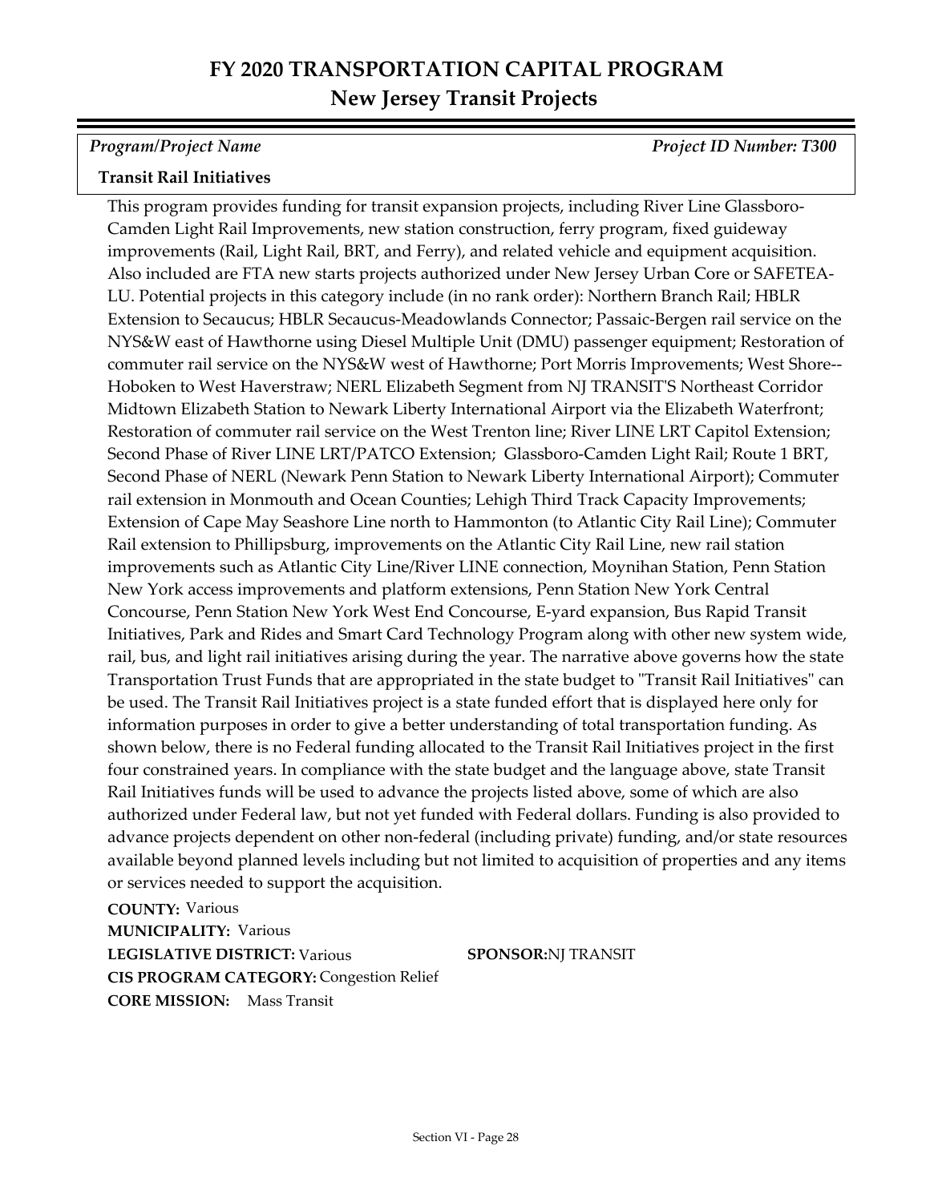# FY 2020 TRANSPORTATION CAPITAL PROGRAM

## New Jersey Transit Projects

*Program/Project Name* *Project ID Number: T300*

**Transit Rail Initiatives**

This program provides funding for transit expansion projects, including River Line Glassboro-Camden Light Rail Improvements, new station construction, ferry program, fixed guideway improvements (Rail, Light Rail, BRT, and Ferry), and related vehicle and equipment acquisition. Also included are FTA new starts projects authorized under New Jersey Urban Core or SAFETEA-LU. Potential projects in this category include (in no rank order): Northern Branch Rail; HBLR Extension to Secaucus; HBLR Secaucus-Meadowlands Connector; Passaic-Bergen rail service on the NYS&W east of Hawthorne using Diesel Multiple Unit (DMU) passenger equipment; Restoration of commuter rail service on the NYS&W west of Hawthorne; Port Morris Improvements; West Shore--Hoboken to West Haverstraw; NERL Elizabeth Segment from NJ TRANSIT'S Northeast Corridor Midtown Elizabeth Station to Newark Liberty International Airport via the Elizabeth Waterfront; Restoration of commuter rail service on the West Trenton line; River LINE LRT Capitol Extension; Second Phase of River LINE LRT/PATCO Extension; Glassboro-Camden Light Rail; Route 1 BRT, Second Phase of NERL (Newark Penn Station to Newark Liberty International Airport); Commuter rail extension in Monmouth and Ocean Counties; Lehigh Third Track Capacity Improvements; Extension of Cape May Seashore Line north to Hammonton (to Atlantic City Rail Line); Commuter Rail extension to Phillipsburg, improvements on the Atlantic City Rail Line, new rail station improvements such as Atlantic City Line/River LINE connection, Moynihan Station, Penn Station New York access improvements and platform extensions, Penn Station New York Central Concourse, Penn Station New York West End Concourse, E-yard expansion, Bus Rapid Transit Initiatives, Park and Rides and Smart Card Technology Program along with other new system wide, rail, bus, and light rail initiatives arising during the year. The narrative above governs how the state Transportation Trust Funds that are appropriated in the state budget to "Transit Rail Initiatives" can be used. The Transit Rail Initiatives project is a state funded effort that is displayed here only for information purposes in order to give a better understanding of total transportation funding. As shown below, there is no Federal funding allocated to the Transit Rail Initiatives project in the first four constrained years. In compliance with the state budget and the language above, state Transit Rail Initiatives funds will be used to advance the projects listed above, some of which are also authorized under Federal law, but not yet funded with Federal dollars. Funding is also provided to advance projects dependent on other non-federal (including private) funding, and/or state resources available beyond planned levels including but not limited to acquisition of properties and any items or services needed to support the acquisition.

**COUNTY:** Various
**MUNICIPALITY:** Various
**LEGISLATIVE DISTRICT:** Various **SPONSOR:** NJ TRANSIT
**CIS PROGRAM CATEGORY:** Congestion Relief
**CORE MISSION:** Mass Transit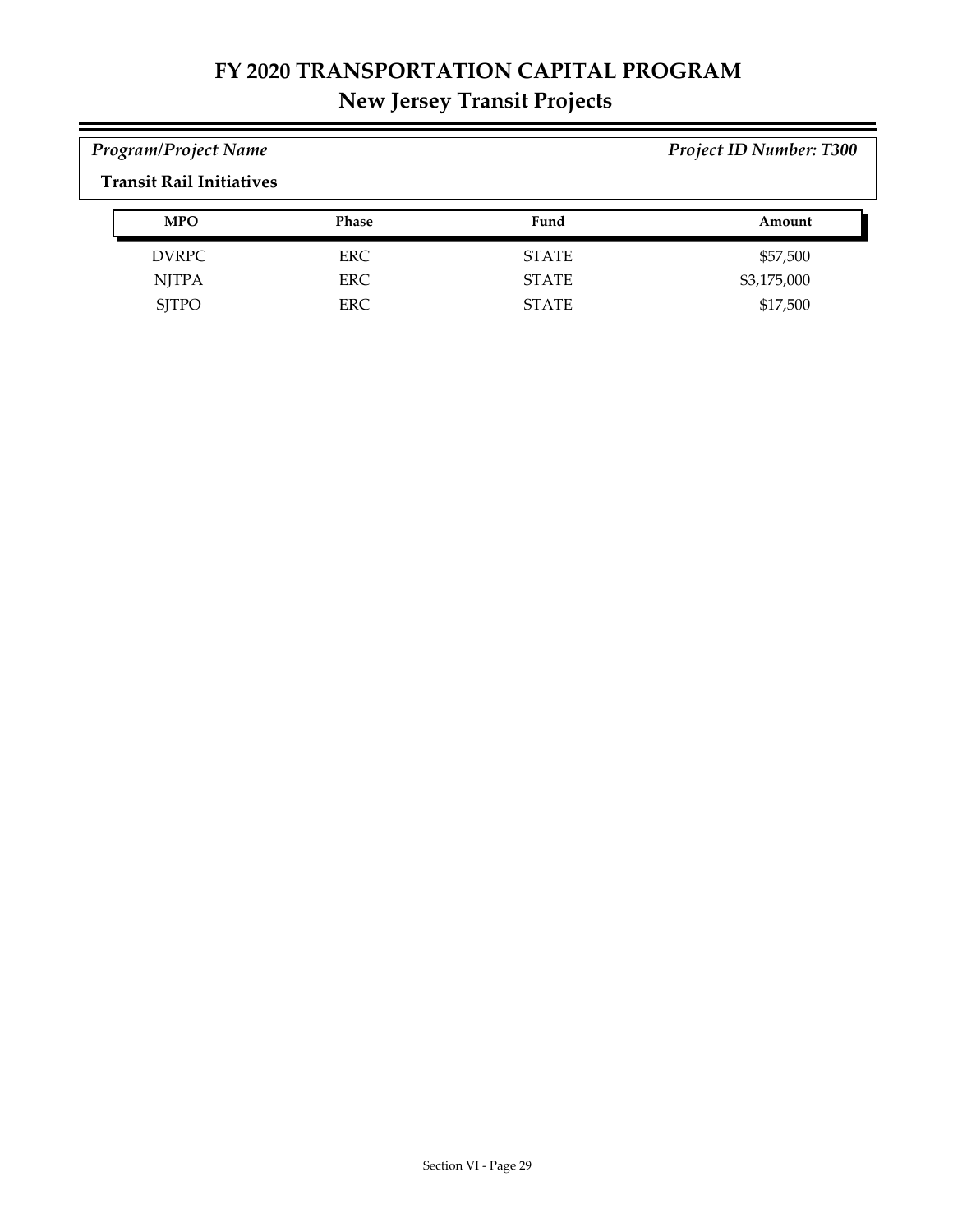# FY 2020 TRANSPORTATION CAPITAL PROGRAM
## New Jersey Transit Projects

*Program/Project Name* | *Project ID Number: T300*

**Transit Rail Initiatives**

| MPO | Phase | Fund | Amount |
|---|---|---|---|
| DVRPC | ERC | STATE | $57,500 |
| NJTPA | ERC | STATE | $3,175,000 |
| SJTPO | ERC | STATE | $17,500 |